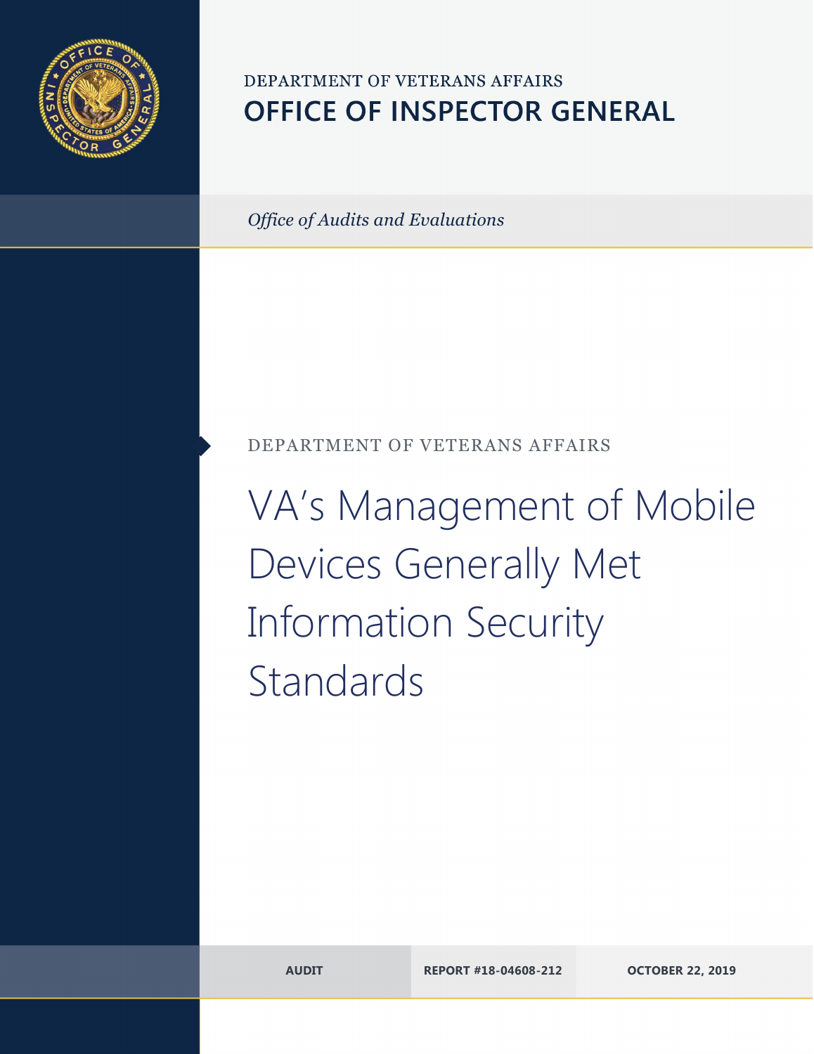DEPARTMENT OF VETERANS AFFAIRS

# OFFICE OF INSPECTOR GENERAL

*Office of Audits and Evaluations*

DEPARTMENT OF VETERANS AFFAIRS

# VA's Management of Mobile Devices Generally Met Information Security Standards

**AUDIT** | **REPORT #18-04608-212** | **OCTOBER 22, 2019**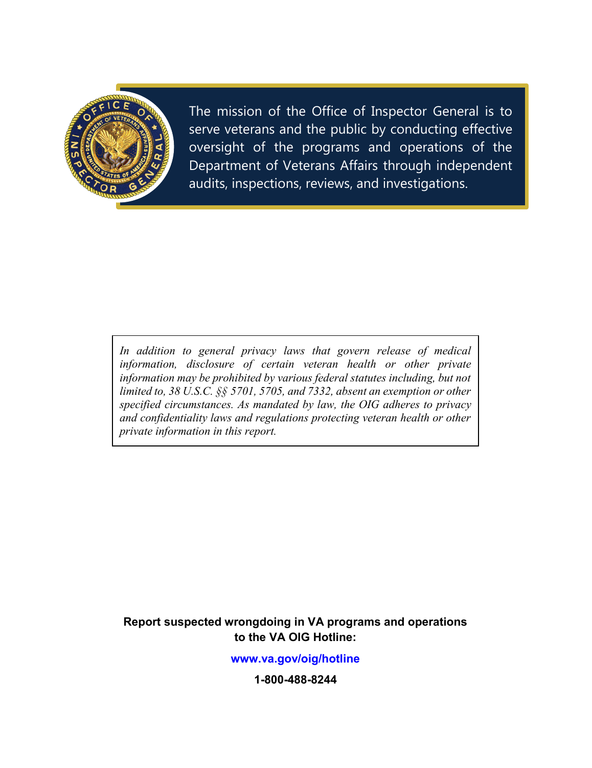The mission of the Office of Inspector General is to serve veterans and the public by conducting effective oversight of the programs and operations of the Department of Veterans Affairs through independent audits, inspections, reviews, and investigations.

*In addition to general privacy laws that govern release of medical information, disclosure of certain veteran health or other private information may be prohibited by various federal statutes including, but not limited to, 38 U.S.C. §§ 5701, 5705, and 7332, absent an exemption or other specified circumstances. As mandated by law, the OIG adheres to privacy and confidentiality laws and regulations protecting veteran health or other private information in this report.*

**Report suspected wrongdoing in VA programs and operations to the VA OIG Hotline:**

**www.va.gov/oig/hotline**

**1-800-488-8244**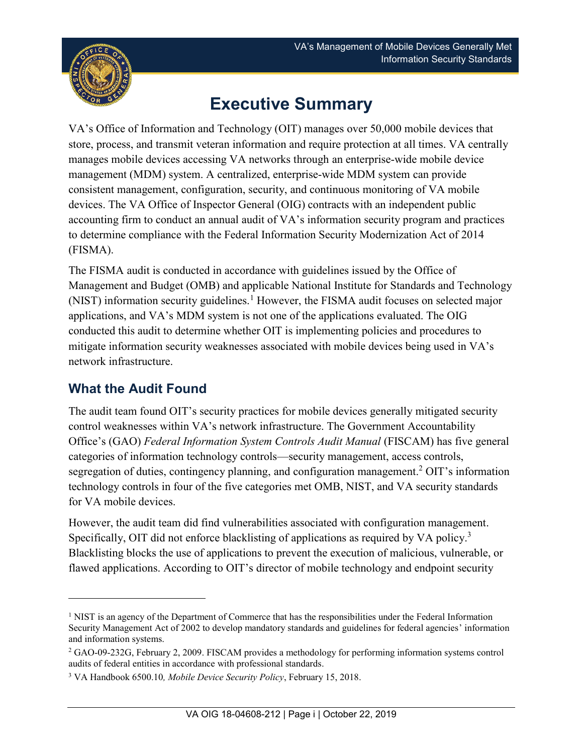# Executive Summary

VA's Office of Information and Technology (OIT) manages over 50,000 mobile devices that store, process, and transmit veteran information and require protection at all times. VA centrally manages mobile devices accessing VA networks through an enterprise-wide mobile device management (MDM) system. A centralized, enterprise-wide MDM system can provide consistent management, configuration, security, and continuous monitoring of VA mobile devices. The VA Office of Inspector General (OIG) contracts with an independent public accounting firm to conduct an annual audit of VA's information security program and practices to determine compliance with the Federal Information Security Modernization Act of 2014 (FISMA).

The FISMA audit is conducted in accordance with guidelines issued by the Office of Management and Budget (OMB) and applicable National Institute for Standards and Technology (NIST) information security guidelines.[1] However, the FISMA audit focuses on selected major applications, and VA's MDM system is not one of the applications evaluated. The OIG conducted this audit to determine whether OIT is implementing policies and procedures to mitigate information security weaknesses associated with mobile devices being used in VA's network infrastructure.

## What the Audit Found

The audit team found OIT's security practices for mobile devices generally mitigated security control weaknesses within VA's network infrastructure. The Government Accountability Office's (GAO) *Federal Information System Controls Audit Manual* (FISCAM) has five general categories of information technology controls—security management, access controls, segregation of duties, contingency planning, and configuration management.[2] OIT's information technology controls in four of the five categories met OMB, NIST, and VA security standards for VA mobile devices.

However, the audit team did find vulnerabilities associated with configuration management. Specifically, OIT did not enforce blacklisting of applications as required by VA policy.[3] Blacklisting blocks the use of applications to prevent the execution of malicious, vulnerable, or flawed applications. According to OIT's director of mobile technology and endpoint security

---

[1] NIST is an agency of the Department of Commerce that has the responsibilities under the Federal Information Security Management Act of 2002 to develop mandatory standards and guidelines for federal agencies' information and information systems.

[2] GAO-09-232G, February 2, 2009. FISCAM provides a methodology for performing information systems control audits of federal entities in accordance with professional standards.

[3] VA Handbook 6500.10*, Mobile Device Security Policy*, February 15, 2018.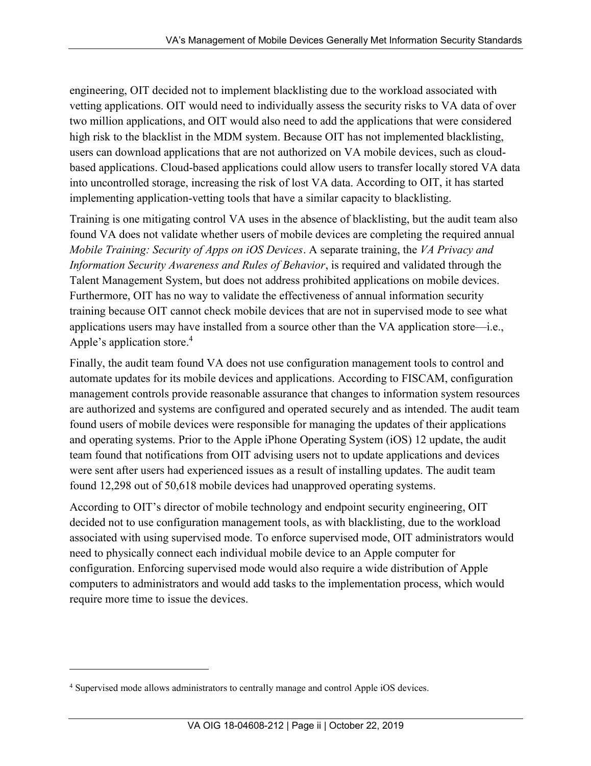engineering, OIT decided not to implement blacklisting due to the workload associated with vetting applications. OIT would need to individually assess the security risks to VA data of over two million applications, and OIT would also need to add the applications that were considered high risk to the blacklist in the MDM system. Because OIT has not implemented blacklisting, users can download applications that are not authorized on VA mobile devices, such as cloud-based applications. Cloud-based applications could allow users to transfer locally stored VA data into uncontrolled storage, increasing the risk of lost VA data. According to OIT, it has started implementing application-vetting tools that have a similar capacity to blacklisting.

Training is one mitigating control VA uses in the absence of blacklisting, but the audit team also found VA does not validate whether users of mobile devices are completing the required annual *Mobile Training: Security of Apps on iOS Devices*. A separate training, the *VA Privacy and Information Security Awareness and Rules of Behavior*, is required and validated through the Talent Management System, but does not address prohibited applications on mobile devices. Furthermore, OIT has no way to validate the effectiveness of annual information security training because OIT cannot check mobile devices that are not in supervised mode to see what applications users may have installed from a source other than the VA application store—i.e., Apple's application store.[4]

Finally, the audit team found VA does not use configuration management tools to control and automate updates for its mobile devices and applications. According to FISCAM, configuration management controls provide reasonable assurance that changes to information system resources are authorized and systems are configured and operated securely and as intended. The audit team found users of mobile devices were responsible for managing the updates of their applications and operating systems. Prior to the Apple iPhone Operating System (iOS) 12 update, the audit team found that notifications from OIT advising users not to update applications and devices were sent after users had experienced issues as a result of installing updates. The audit team found 12,298 out of 50,618 mobile devices had unapproved operating systems.

According to OIT's director of mobile technology and endpoint security engineering, OIT decided not to use configuration management tools, as with blacklisting, due to the workload associated with using supervised mode. To enforce supervised mode, OIT administrators would need to physically connect each individual mobile device to an Apple computer for configuration. Enforcing supervised mode would also require a wide distribution of Apple computers to administrators and would add tasks to the implementation process, which would require more time to issue the devices.

---

[4] Supervised mode allows administrators to centrally manage and control Apple iOS devices.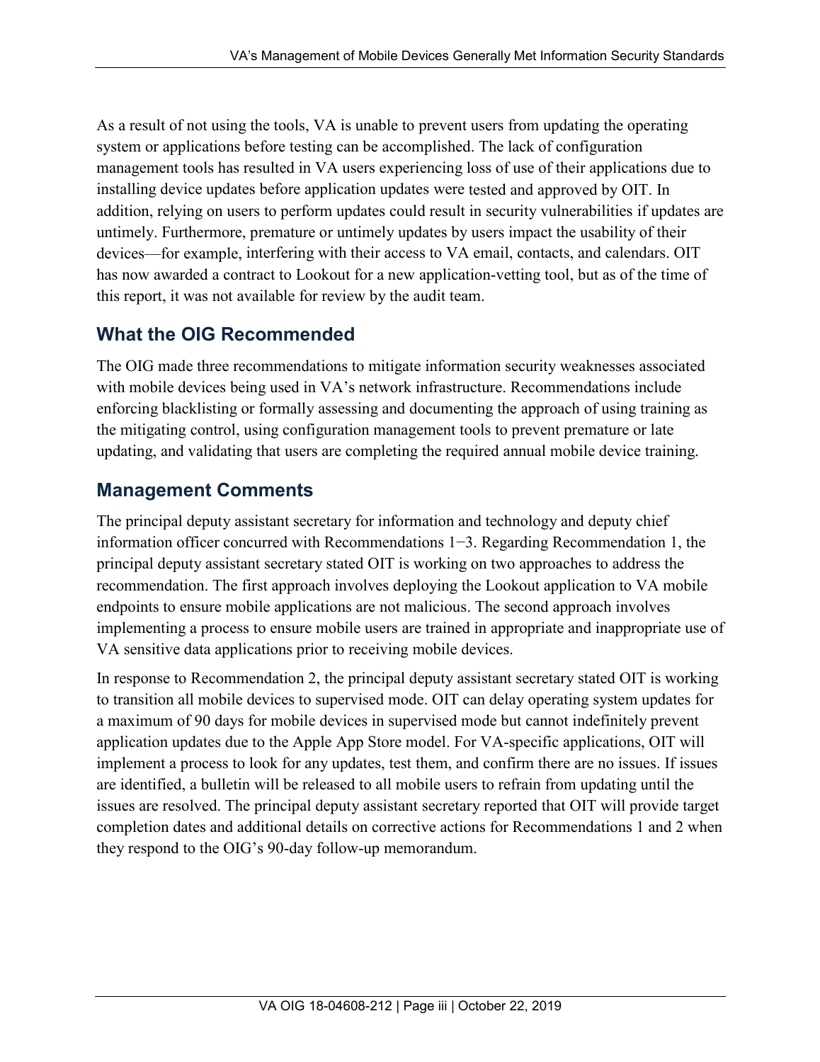As a result of not using the tools, VA is unable to prevent users from updating the operating system or applications before testing can be accomplished. The lack of configuration management tools has resulted in VA users experiencing loss of use of their applications due to installing device updates before application updates were tested and approved by OIT. In addition, relying on users to perform updates could result in security vulnerabilities if updates are untimely. Furthermore, premature or untimely updates by users impact the usability of their devices—for example, interfering with their access to VA email, contacts, and calendars. OIT has now awarded a contract to Lookout for a new application-vetting tool, but as of the time of this report, it was not available for review by the audit team.

## What the OIG Recommended

The OIG made three recommendations to mitigate information security weaknesses associated with mobile devices being used in VA's network infrastructure. Recommendations include enforcing blacklisting or formally assessing and documenting the approach of using training as the mitigating control, using configuration management tools to prevent premature or late updating, and validating that users are completing the required annual mobile device training.

## Management Comments

The principal deputy assistant secretary for information and technology and deputy chief information officer concurred with Recommendations 1−3. Regarding Recommendation 1, the principal deputy assistant secretary stated OIT is working on two approaches to address the recommendation. The first approach involves deploying the Lookout application to VA mobile endpoints to ensure mobile applications are not malicious. The second approach involves implementing a process to ensure mobile users are trained in appropriate and inappropriate use of VA sensitive data applications prior to receiving mobile devices.

In response to Recommendation 2, the principal deputy assistant secretary stated OIT is working to transition all mobile devices to supervised mode. OIT can delay operating system updates for a maximum of 90 days for mobile devices in supervised mode but cannot indefinitely prevent application updates due to the Apple App Store model. For VA-specific applications, OIT will implement a process to look for any updates, test them, and confirm there are no issues. If issues are identified, a bulletin will be released to all mobile users to refrain from updating until the issues are resolved. The principal deputy assistant secretary reported that OIT will provide target completion dates and additional details on corrective actions for Recommendations 1 and 2 when they respond to the OIG's 90-day follow-up memorandum.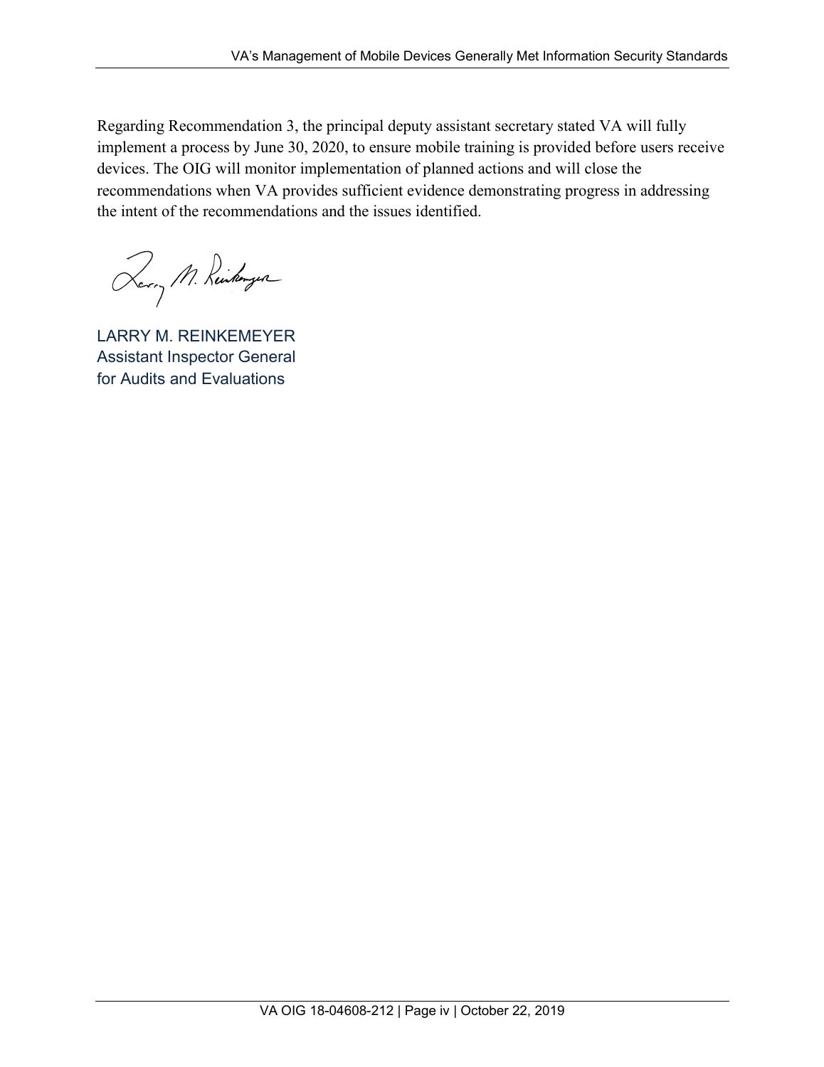Regarding Recommendation 3, the principal deputy assistant secretary stated VA will fully implement a process by June 30, 2020, to ensure mobile training is provided before users receive devices. The OIG will monitor implementation of planned actions and will close the recommendations when VA provides sufficient evidence demonstrating progress in addressing the intent of the recommendations and the issues identified.

LARRY M. REINKEMEYER
Assistant Inspector General
for Audits and Evaluations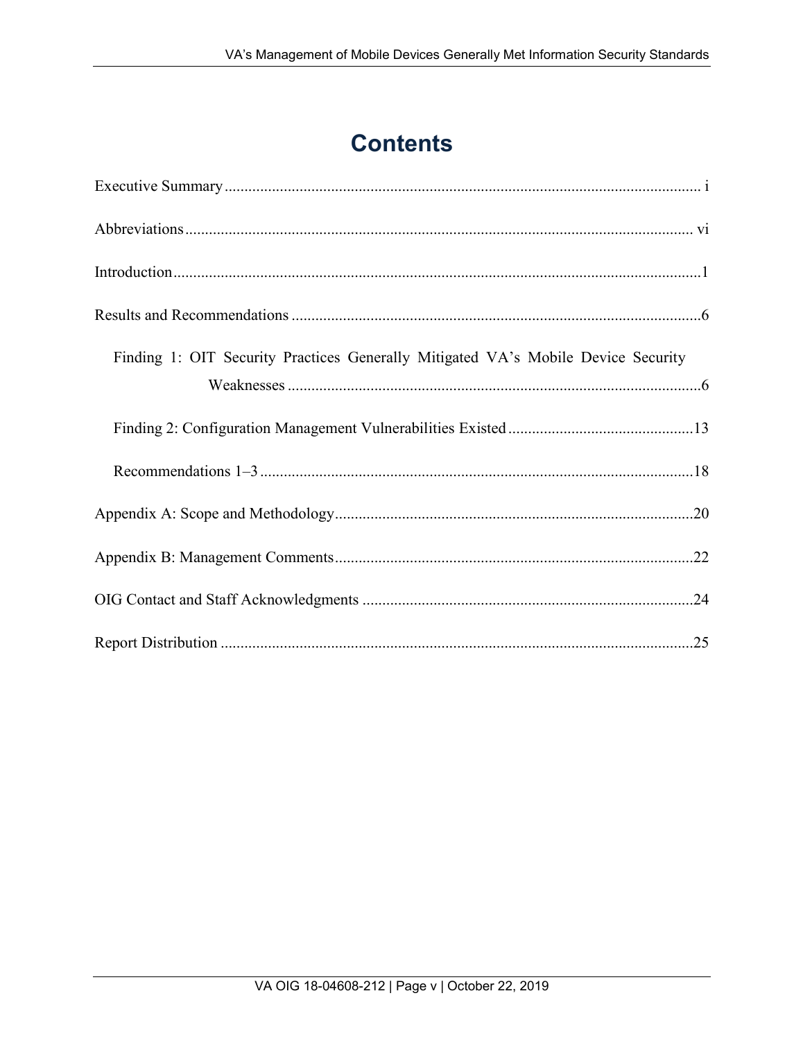# Contents

Executive Summary ........................................................................................................................ i

Abbreviations ................................................................................................................................ vi

Introduction.....................................................................................................................................1

Results and Recommendations ........................................................................................................6

Finding 1: OIT Security Practices Generally Mitigated VA's Mobile Device Security Weaknesses .........................................................................................................6

Finding 2: Configuration Management Vulnerabilities Existed ...............................................13

Recommendations 1–3 .............................................................................................................18

Appendix A: Scope and Methodology...........................................................................................20

Appendix B: Management Comments...........................................................................................22

OIG Contact and Staff Acknowledgments ....................................................................................24

Report Distribution .......................................................................................................................25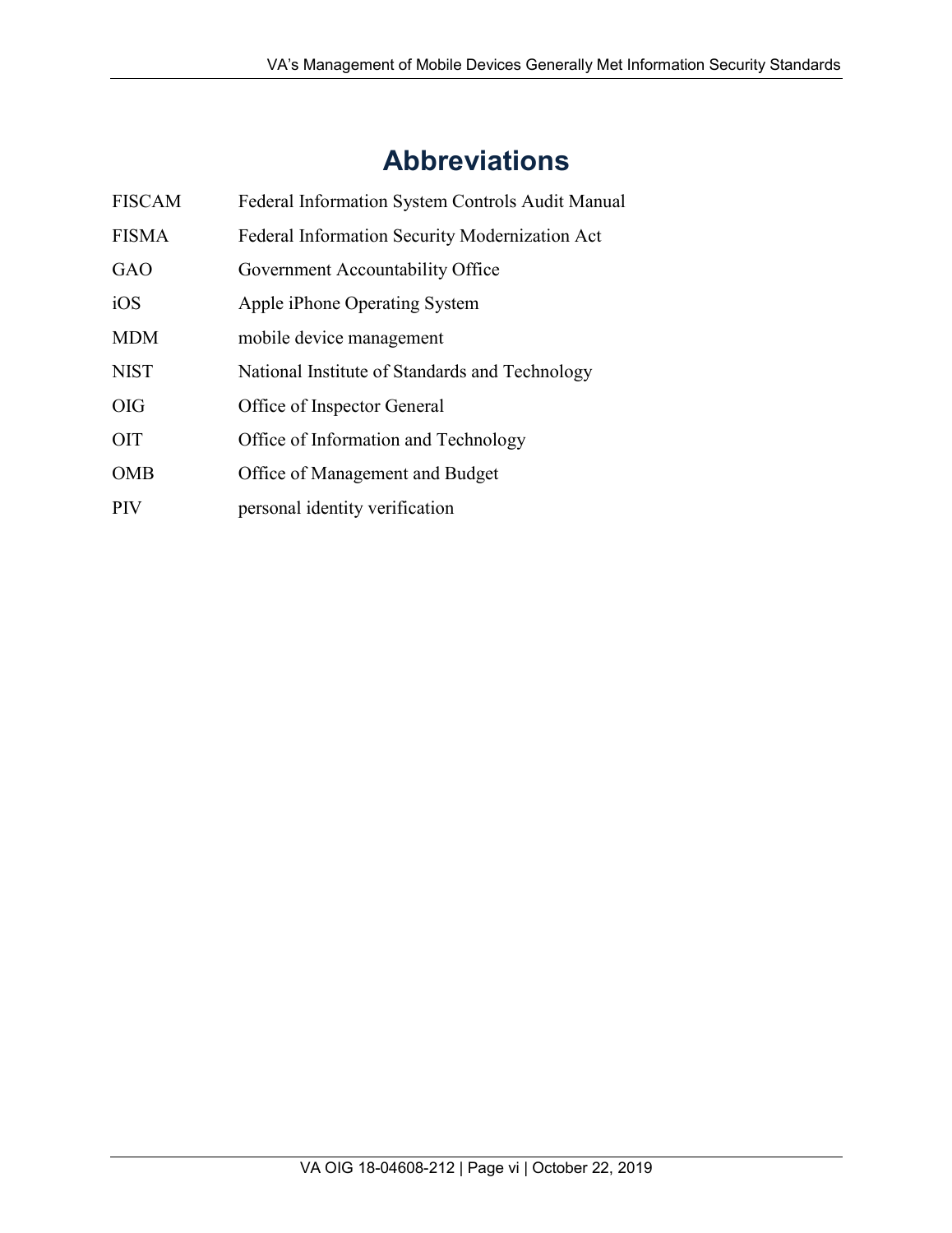# Abbreviations

| | |
|---|---|
| FISCAM | Federal Information System Controls Audit Manual |
| FISMA | Federal Information Security Modernization Act |
| GAO | Government Accountability Office |
| iOS | Apple iPhone Operating System |
| MDM | mobile device management |
| NIST | National Institute of Standards and Technology |
| OIG | Office of Inspector General |
| OIT | Office of Information and Technology |
| OMB | Office of Management and Budget |
| PIV | personal identity verification |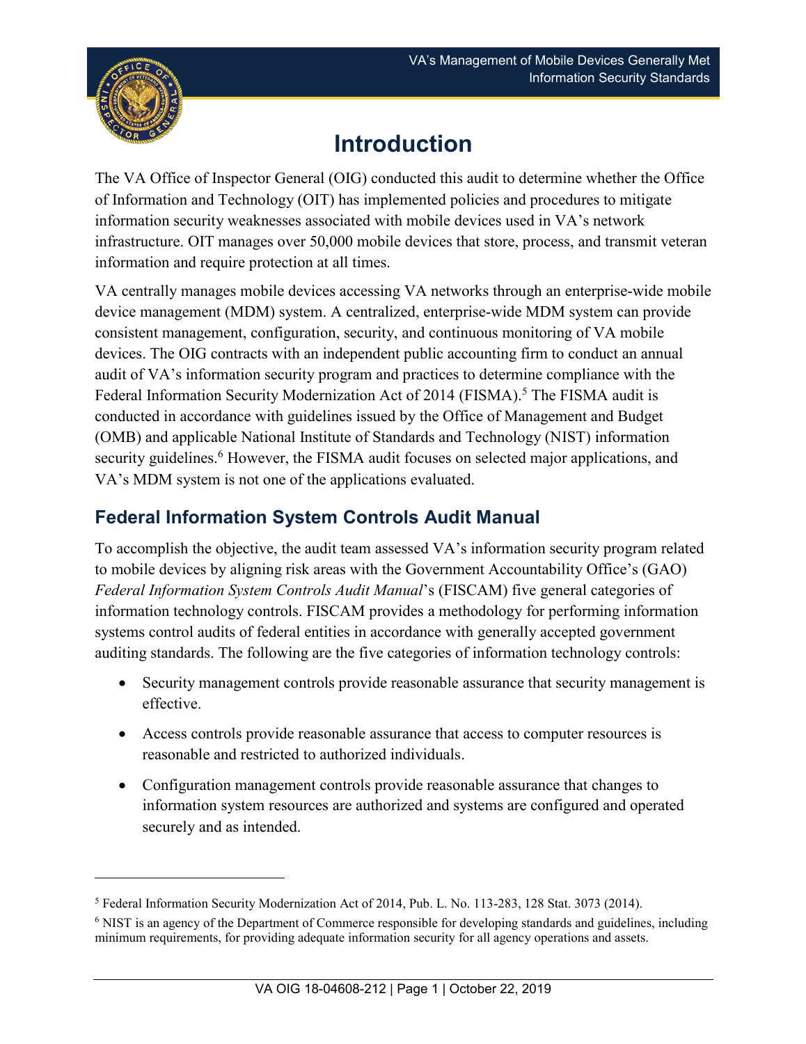# Introduction

The VA Office of Inspector General (OIG) conducted this audit to determine whether the Office of Information and Technology (OIT) has implemented policies and procedures to mitigate information security weaknesses associated with mobile devices used in VA's network infrastructure. OIT manages over 50,000 mobile devices that store, process, and transmit veteran information and require protection at all times.

VA centrally manages mobile devices accessing VA networks through an enterprise-wide mobile device management (MDM) system. A centralized, enterprise-wide MDM system can provide consistent management, configuration, security, and continuous monitoring of VA mobile devices. The OIG contracts with an independent public accounting firm to conduct an annual audit of VA's information security program and practices to determine compliance with the Federal Information Security Modernization Act of 2014 (FISMA).[5] The FISMA audit is conducted in accordance with guidelines issued by the Office of Management and Budget (OMB) and applicable National Institute of Standards and Technology (NIST) information security guidelines.[6] However, the FISMA audit focuses on selected major applications, and VA's MDM system is not one of the applications evaluated.

## Federal Information System Controls Audit Manual

To accomplish the objective, the audit team assessed VA's information security program related to mobile devices by aligning risk areas with the Government Accountability Office's (GAO) *Federal Information System Controls Audit Manual*'s (FISCAM) five general categories of information technology controls. FISCAM provides a methodology for performing information systems control audits of federal entities in accordance with generally accepted government auditing standards. The following are the five categories of information technology controls:

- Security management controls provide reasonable assurance that security management is effective.
- Access controls provide reasonable assurance that access to computer resources is reasonable and restricted to authorized individuals.
- Configuration management controls provide reasonable assurance that changes to information system resources are authorized and systems are configured and operated securely and as intended.

---

[5] Federal Information Security Modernization Act of 2014, Pub. L. No. 113-283, 128 Stat. 3073 (2014).

[6] NIST is an agency of the Department of Commerce responsible for developing standards and guidelines, including minimum requirements, for providing adequate information security for all agency operations and assets.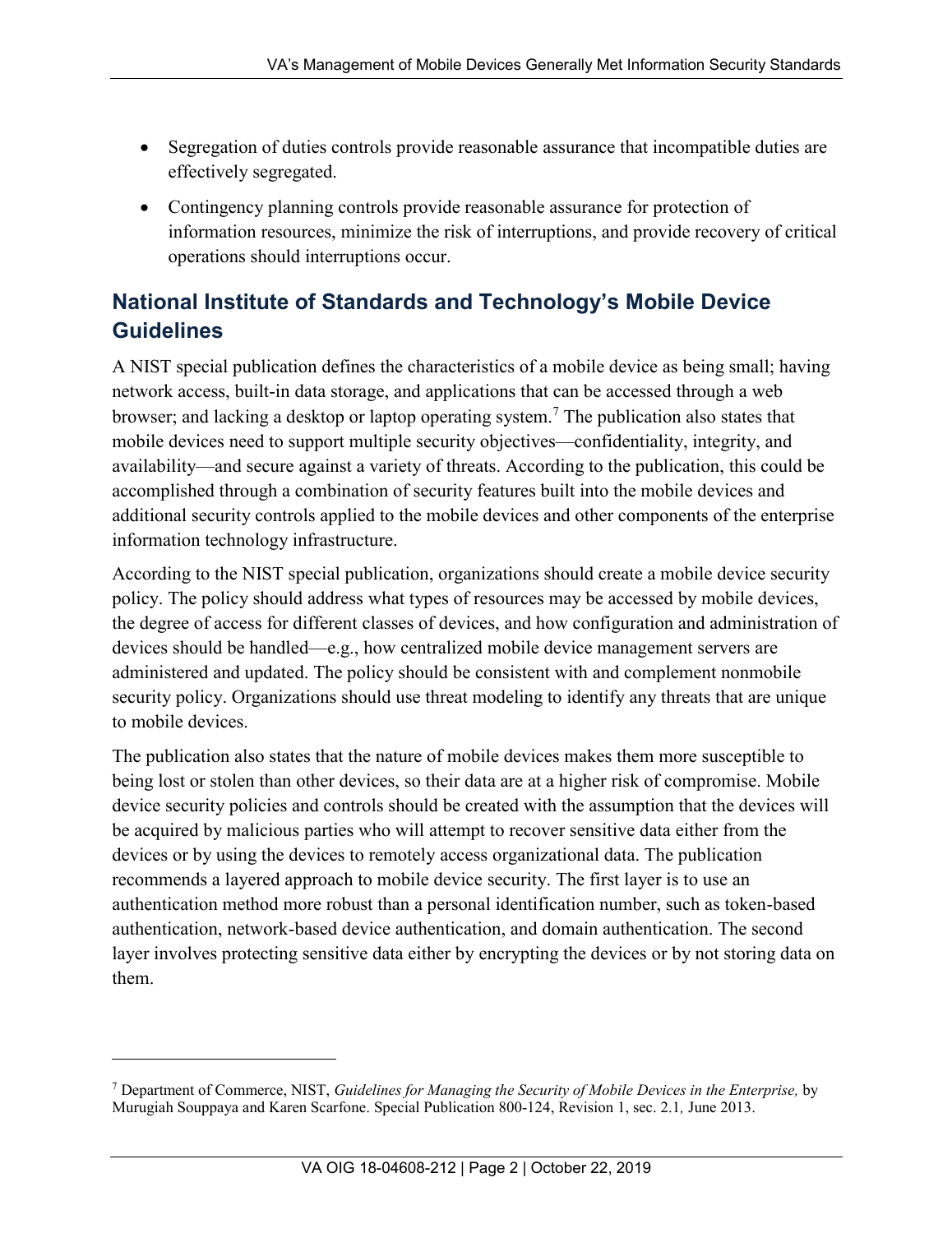- Segregation of duties controls provide reasonable assurance that incompatible duties are effectively segregated.
- Contingency planning controls provide reasonable assurance for protection of information resources, minimize the risk of interruptions, and provide recovery of critical operations should interruptions occur.

## National Institute of Standards and Technology's Mobile Device Guidelines

A NIST special publication defines the characteristics of a mobile device as being small; having network access, built-in data storage, and applications that can be accessed through a web browser; and lacking a desktop or laptop operating system.[7] The publication also states that mobile devices need to support multiple security objectives—confidentiality, integrity, and availability—and secure against a variety of threats. According to the publication, this could be accomplished through a combination of security features built into the mobile devices and additional security controls applied to the mobile devices and other components of the enterprise information technology infrastructure.

According to the NIST special publication, organizations should create a mobile device security policy. The policy should address what types of resources may be accessed by mobile devices, the degree of access for different classes of devices, and how configuration and administration of devices should be handled—e.g., how centralized mobile device management servers are administered and updated. The policy should be consistent with and complement nonmobile security policy. Organizations should use threat modeling to identify any threats that are unique to mobile devices.

The publication also states that the nature of mobile devices makes them more susceptible to being lost or stolen than other devices, so their data are at a higher risk of compromise. Mobile device security policies and controls should be created with the assumption that the devices will be acquired by malicious parties who will attempt to recover sensitive data either from the devices or by using the devices to remotely access organizational data. The publication recommends a layered approach to mobile device security. The first layer is to use an authentication method more robust than a personal identification number, such as token-based authentication, network-based device authentication, and domain authentication. The second layer involves protecting sensitive data either by encrypting the devices or by not storing data on them.

---

[7] Department of Commerce, NIST, *Guidelines for Managing the Security of Mobile Devices in the Enterprise,* by Murugiah Souppaya and Karen Scarfone. Special Publication 800-124, Revision 1, sec. 2.1*,* June 2013.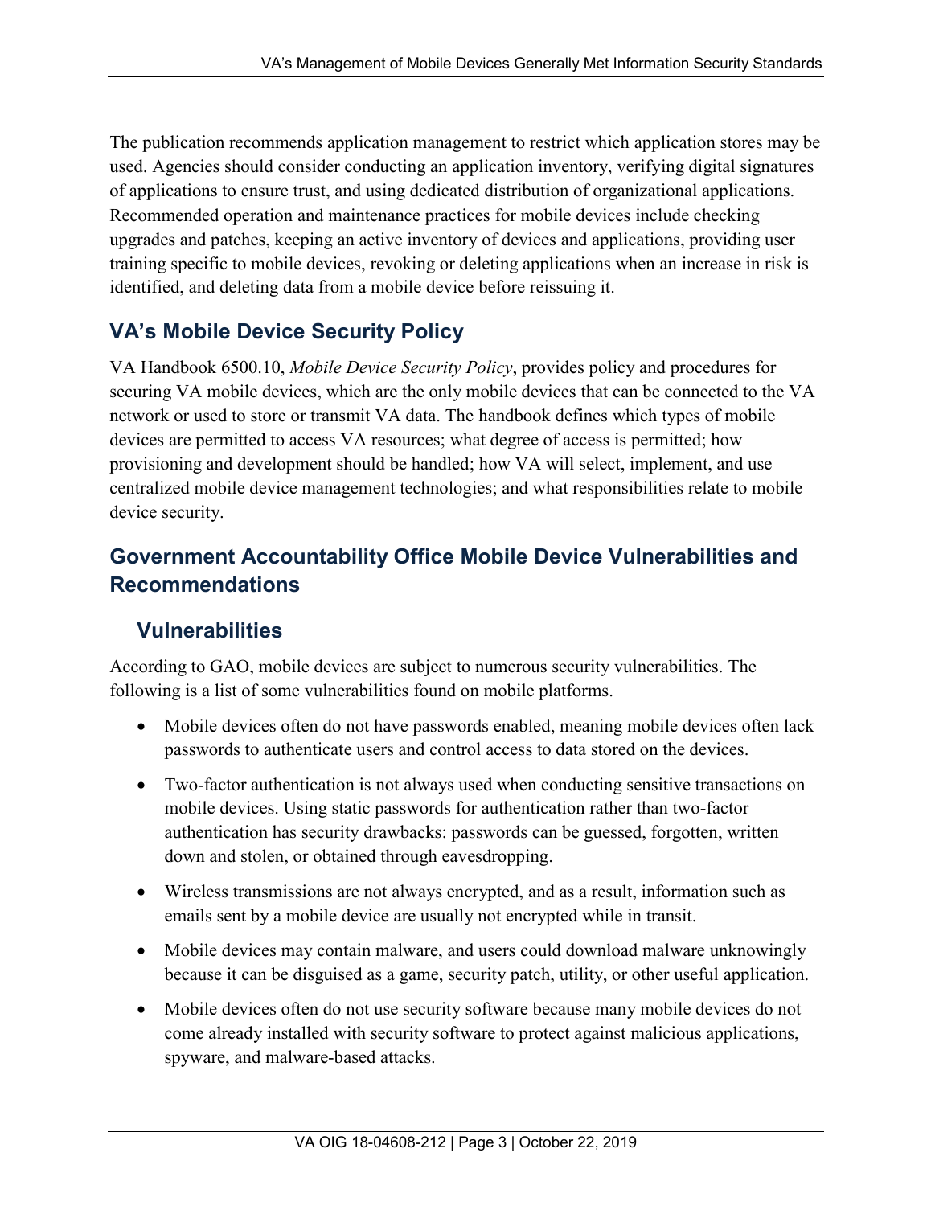The publication recommends application management to restrict which application stores may be used. Agencies should consider conducting an application inventory, verifying digital signatures of applications to ensure trust, and using dedicated distribution of organizational applications. Recommended operation and maintenance practices for mobile devices include checking upgrades and patches, keeping an active inventory of devices and applications, providing user training specific to mobile devices, revoking or deleting applications when an increase in risk is identified, and deleting data from a mobile device before reissuing it.

## VA's Mobile Device Security Policy

VA Handbook 6500.10, *Mobile Device Security Policy*, provides policy and procedures for securing VA mobile devices, which are the only mobile devices that can be connected to the VA network or used to store or transmit VA data. The handbook defines which types of mobile devices are permitted to access VA resources; what degree of access is permitted; how provisioning and development should be handled; how VA will select, implement, and use centralized mobile device management technologies; and what responsibilities relate to mobile device security.

## Government Accountability Office Mobile Device Vulnerabilities and Recommendations

### Vulnerabilities

According to GAO, mobile devices are subject to numerous security vulnerabilities. The following is a list of some vulnerabilities found on mobile platforms.

- Mobile devices often do not have passwords enabled, meaning mobile devices often lack passwords to authenticate users and control access to data stored on the devices.
- Two-factor authentication is not always used when conducting sensitive transactions on mobile devices. Using static passwords for authentication rather than two-factor authentication has security drawbacks: passwords can be guessed, forgotten, written down and stolen, or obtained through eavesdropping.
- Wireless transmissions are not always encrypted, and as a result, information such as emails sent by a mobile device are usually not encrypted while in transit.
- Mobile devices may contain malware, and users could download malware unknowingly because it can be disguised as a game, security patch, utility, or other useful application.
- Mobile devices often do not use security software because many mobile devices do not come already installed with security software to protect against malicious applications, spyware, and malware-based attacks.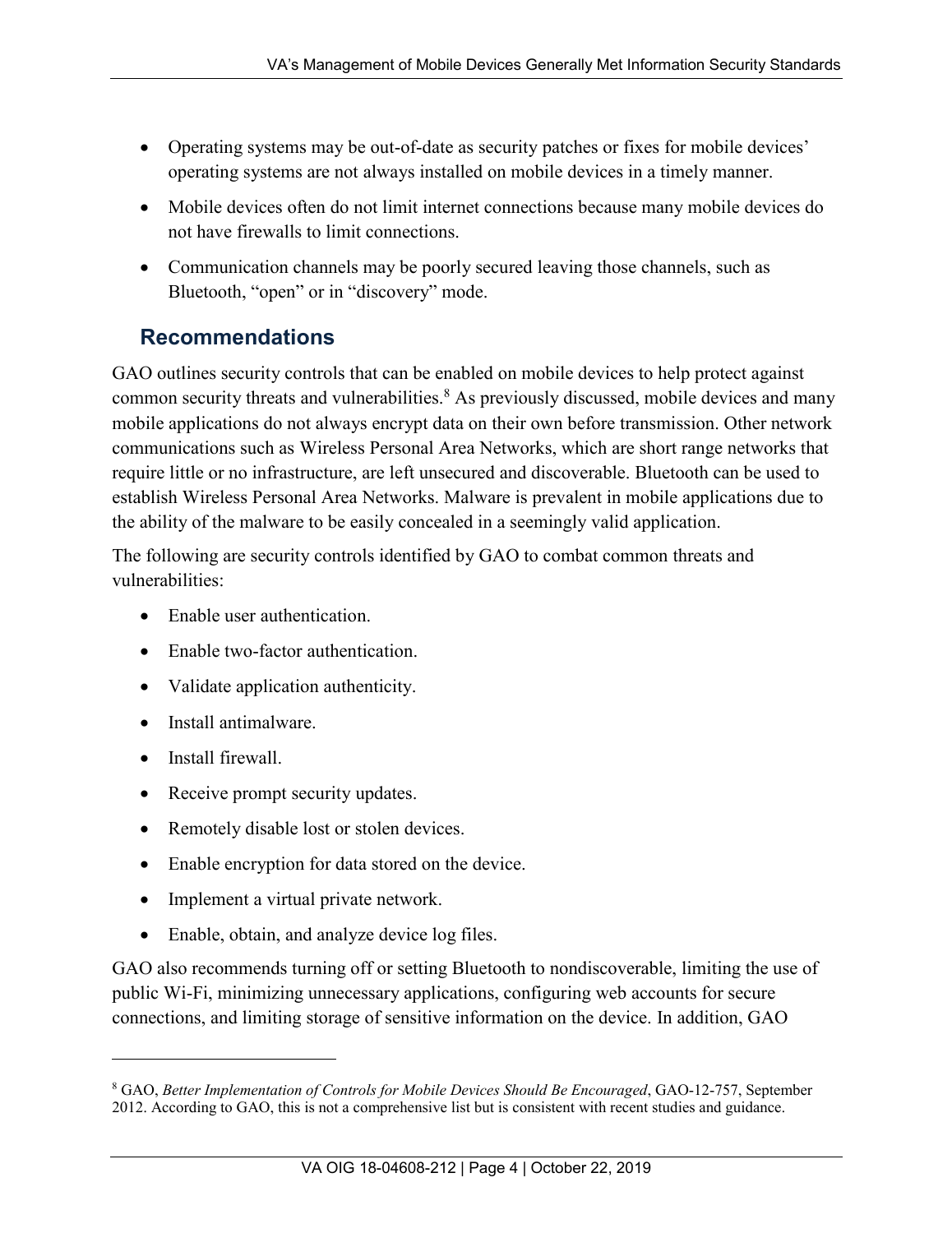- Operating systems may be out-of-date as security patches or fixes for mobile devices' operating systems are not always installed on mobile devices in a timely manner.
- Mobile devices often do not limit internet connections because many mobile devices do not have firewalls to limit connections.
- Communication channels may be poorly secured leaving those channels, such as Bluetooth, "open" or in "discovery" mode.

## Recommendations

GAO outlines security controls that can be enabled on mobile devices to help protect against common security threats and vulnerabilities.[8] As previously discussed, mobile devices and many mobile applications do not always encrypt data on their own before transmission. Other network communications such as Wireless Personal Area Networks, which are short range networks that require little or no infrastructure, are left unsecured and discoverable. Bluetooth can be used to establish Wireless Personal Area Networks. Malware is prevalent in mobile applications due to the ability of the malware to be easily concealed in a seemingly valid application.

The following are security controls identified by GAO to combat common threats and vulnerabilities:

- Enable user authentication.
- Enable two-factor authentication.
- Validate application authenticity.
- Install antimalware.
- Install firewall.
- Receive prompt security updates.
- Remotely disable lost or stolen devices.
- Enable encryption for data stored on the device.
- Implement a virtual private network.
- Enable, obtain, and analyze device log files.

GAO also recommends turning off or setting Bluetooth to nondiscoverable, limiting the use of public Wi-Fi, minimizing unnecessary applications, configuring web accounts for secure connections, and limiting storage of sensitive information on the device. In addition, GAO

---

[8] GAO, *Better Implementation of Controls for Mobile Devices Should Be Encouraged*, GAO-12-757, September 2012. According to GAO, this is not a comprehensive list but is consistent with recent studies and guidance.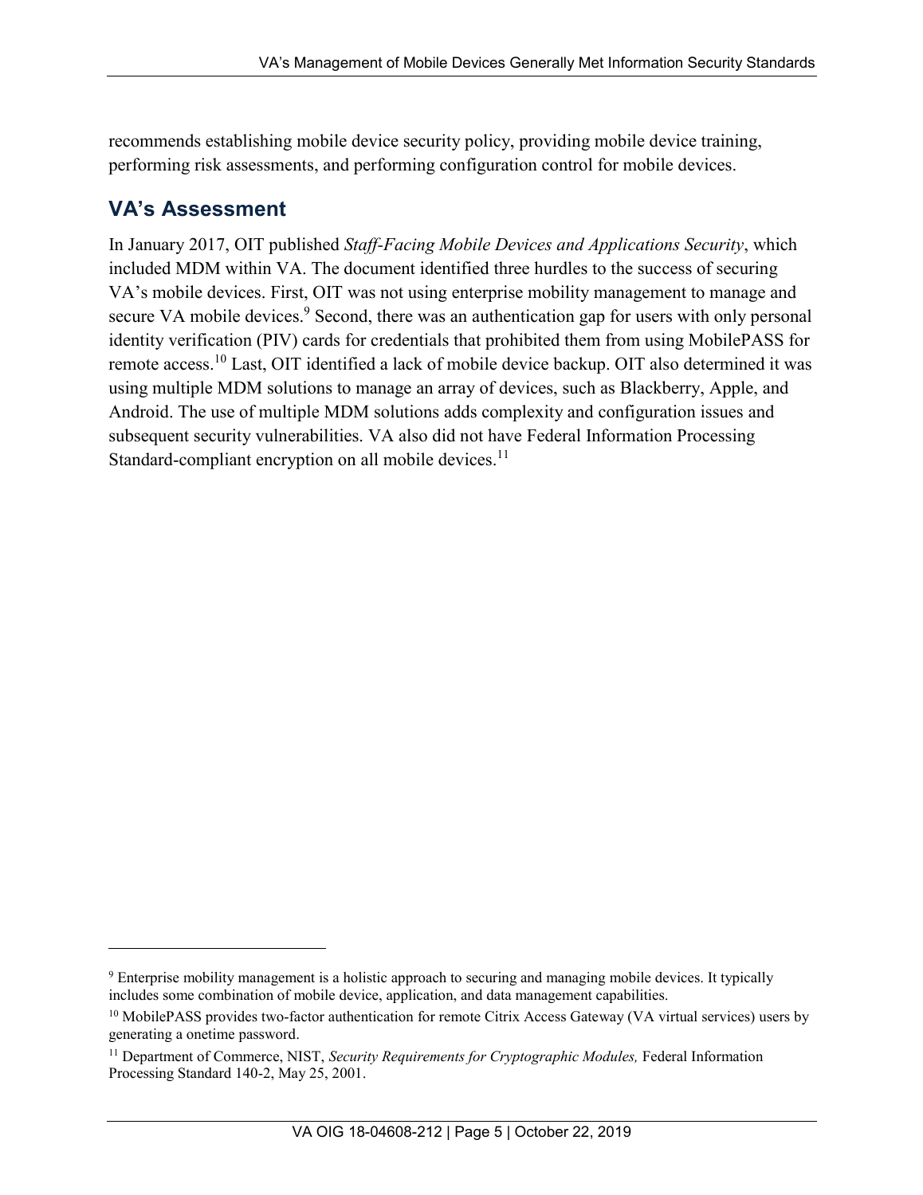recommends establishing mobile device security policy, providing mobile device training, performing risk assessments, and performing configuration control for mobile devices.

## VA's Assessment

In January 2017, OIT published *Staff-Facing Mobile Devices and Applications Security*, which included MDM within VA. The document identified three hurdles to the success of securing VA's mobile devices. First, OIT was not using enterprise mobility management to manage and secure VA mobile devices.[9] Second, there was an authentication gap for users with only personal identity verification (PIV) cards for credentials that prohibited them from using MobilePASS for remote access.[10] Last, OIT identified a lack of mobile device backup. OIT also determined it was using multiple MDM solutions to manage an array of devices, such as Blackberry, Apple, and Android. The use of multiple MDM solutions adds complexity and configuration issues and subsequent security vulnerabilities. VA also did not have Federal Information Processing Standard-compliant encryption on all mobile devices.[11]

---

[9] Enterprise mobility management is a holistic approach to securing and managing mobile devices. It typically includes some combination of mobile device, application, and data management capabilities.

[10] MobilePASS provides two-factor authentication for remote Citrix Access Gateway (VA virtual services) users by generating a onetime password.

[11] Department of Commerce, NIST, *Security Requirements for Cryptographic Modules,* Federal Information Processing Standard 140-2, May 25, 2001.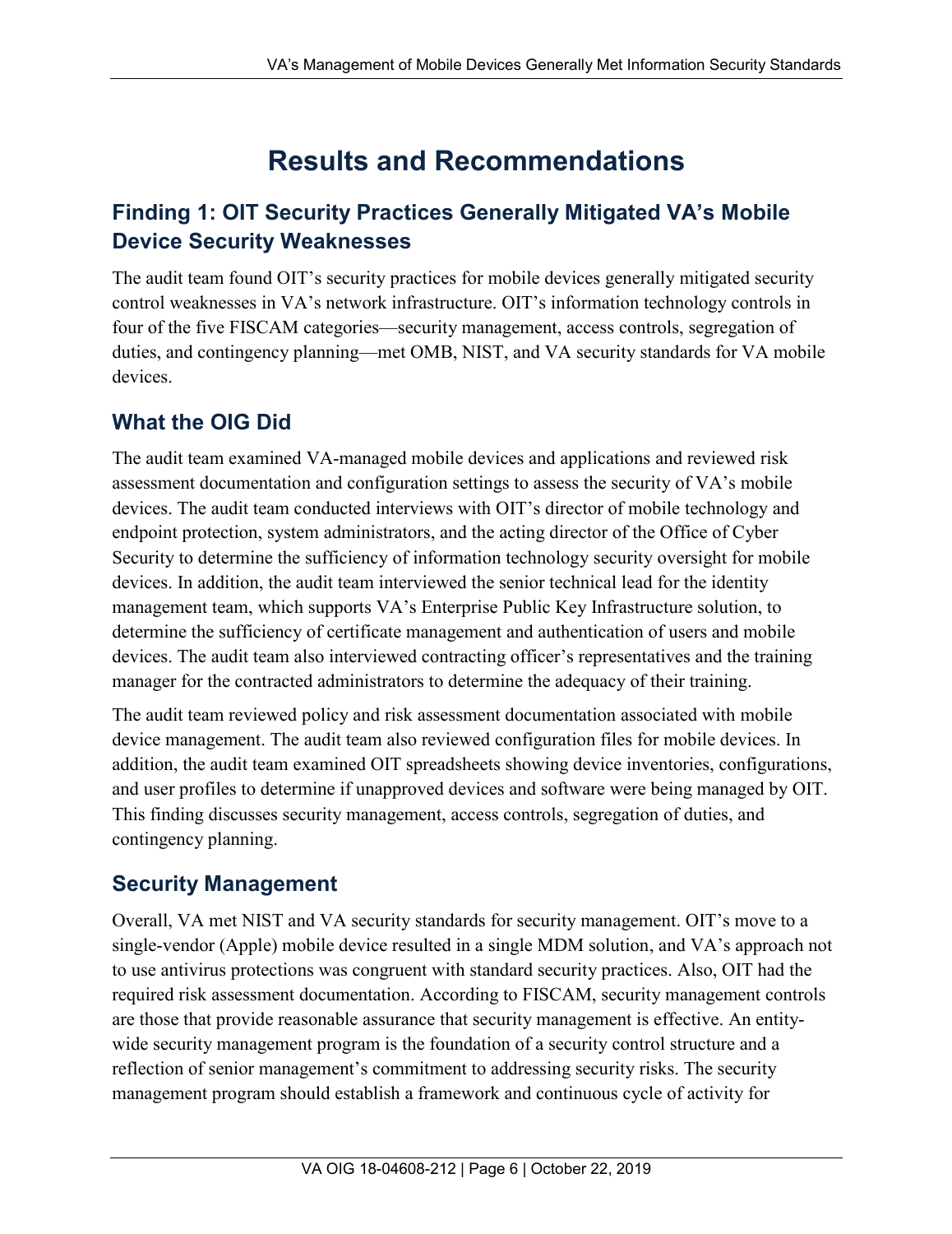# Results and Recommendations

## Finding 1: OIT Security Practices Generally Mitigated VA's Mobile Device Security Weaknesses

The audit team found OIT's security practices for mobile devices generally mitigated security control weaknesses in VA's network infrastructure. OIT's information technology controls in four of the five FISCAM categories—security management, access controls, segregation of duties, and contingency planning—met OMB, NIST, and VA security standards for VA mobile devices.

## What the OIG Did

The audit team examined VA-managed mobile devices and applications and reviewed risk assessment documentation and configuration settings to assess the security of VA's mobile devices. The audit team conducted interviews with OIT's director of mobile technology and endpoint protection, system administrators, and the acting director of the Office of Cyber Security to determine the sufficiency of information technology security oversight for mobile devices. In addition, the audit team interviewed the senior technical lead for the identity management team, which supports VA's Enterprise Public Key Infrastructure solution, to determine the sufficiency of certificate management and authentication of users and mobile devices. The audit team also interviewed contracting officer's representatives and the training manager for the contracted administrators to determine the adequacy of their training.

The audit team reviewed policy and risk assessment documentation associated with mobile device management. The audit team also reviewed configuration files for mobile devices. In addition, the audit team examined OIT spreadsheets showing device inventories, configurations, and user profiles to determine if unapproved devices and software were being managed by OIT. This finding discusses security management, access controls, segregation of duties, and contingency planning.

## Security Management

Overall, VA met NIST and VA security standards for security management. OIT's move to a single-vendor (Apple) mobile device resulted in a single MDM solution, and VA's approach not to use antivirus protections was congruent with standard security practices. Also, OIT had the required risk assessment documentation. According to FISCAM, security management controls are those that provide reasonable assurance that security management is effective. An entity-wide security management program is the foundation of a security control structure and a reflection of senior management's commitment to addressing security risks. The security management program should establish a framework and continuous cycle of activity for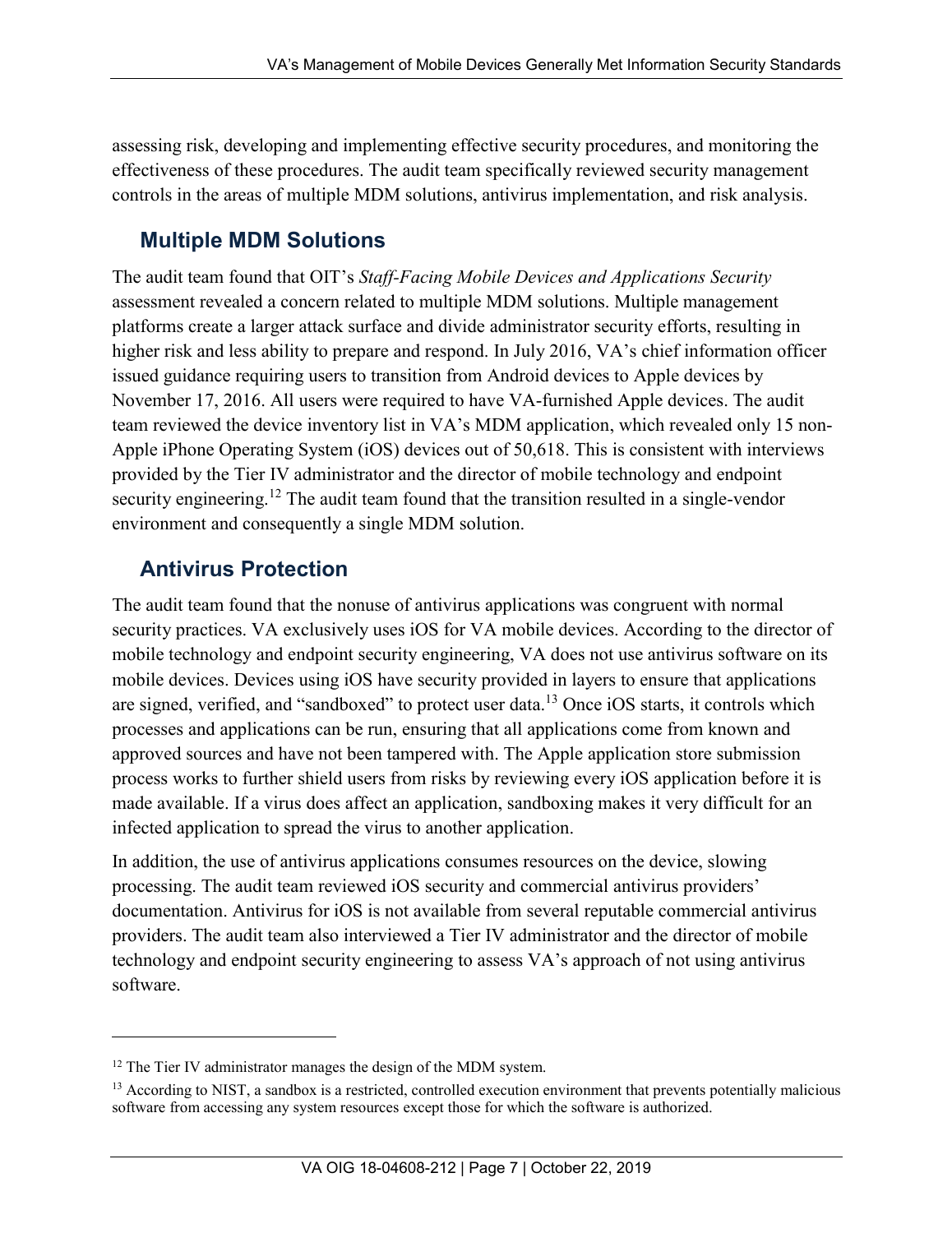assessing risk, developing and implementing effective security procedures, and monitoring the effectiveness of these procedures. The audit team specifically reviewed security management controls in the areas of multiple MDM solutions, antivirus implementation, and risk analysis.

### Multiple MDM Solutions

The audit team found that OIT's *Staff-Facing Mobile Devices and Applications Security* assessment revealed a concern related to multiple MDM solutions. Multiple management platforms create a larger attack surface and divide administrator security efforts, resulting in higher risk and less ability to prepare and respond. In July 2016, VA's chief information officer issued guidance requiring users to transition from Android devices to Apple devices by November 17, 2016. All users were required to have VA-furnished Apple devices. The audit team reviewed the device inventory list in VA's MDM application, which revealed only 15 non-Apple iPhone Operating System (iOS) devices out of 50,618. This is consistent with interviews provided by the Tier IV administrator and the director of mobile technology and endpoint security engineering.[12] The audit team found that the transition resulted in a single-vendor environment and consequently a single MDM solution.

### Antivirus Protection

The audit team found that the nonuse of antivirus applications was congruent with normal security practices. VA exclusively uses iOS for VA mobile devices. According to the director of mobile technology and endpoint security engineering, VA does not use antivirus software on its mobile devices. Devices using iOS have security provided in layers to ensure that applications are signed, verified, and "sandboxed" to protect user data.[13] Once iOS starts, it controls which processes and applications can be run, ensuring that all applications come from known and approved sources and have not been tampered with. The Apple application store submission process works to further shield users from risks by reviewing every iOS application before it is made available. If a virus does affect an application, sandboxing makes it very difficult for an infected application to spread the virus to another application.

In addition, the use of antivirus applications consumes resources on the device, slowing processing. The audit team reviewed iOS security and commercial antivirus providers' documentation. Antivirus for iOS is not available from several reputable commercial antivirus providers. The audit team also interviewed a Tier IV administrator and the director of mobile technology and endpoint security engineering to assess VA's approach of not using antivirus software.

---

[12] The Tier IV administrator manages the design of the MDM system.

[13] According to NIST, a sandbox is a restricted, controlled execution environment that prevents potentially malicious software from accessing any system resources except those for which the software is authorized.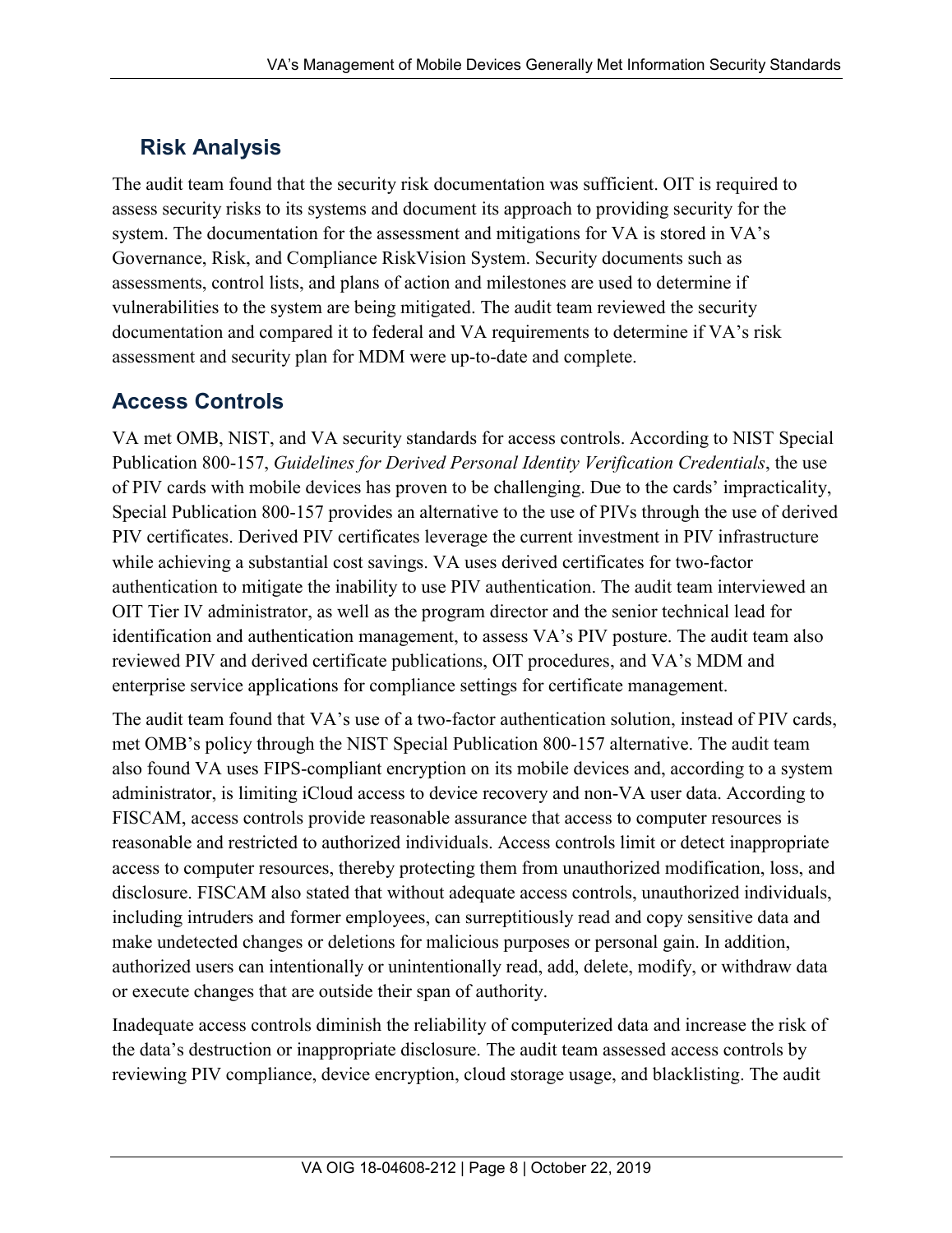### Risk Analysis

The audit team found that the security risk documentation was sufficient. OIT is required to assess security risks to its systems and document its approach to providing security for the system. The documentation for the assessment and mitigations for VA is stored in VA's Governance, Risk, and Compliance RiskVision System. Security documents such as assessments, control lists, and plans of action and milestones are used to determine if vulnerabilities to the system are being mitigated. The audit team reviewed the security documentation and compared it to federal and VA requirements to determine if VA's risk assessment and security plan for MDM were up-to-date and complete.

## Access Controls

VA met OMB, NIST, and VA security standards for access controls. According to NIST Special Publication 800-157, *Guidelines for Derived Personal Identity Verification Credentials*, the use of PIV cards with mobile devices has proven to be challenging. Due to the cards' impracticality, Special Publication 800-157 provides an alternative to the use of PIVs through the use of derived PIV certificates. Derived PIV certificates leverage the current investment in PIV infrastructure while achieving a substantial cost savings. VA uses derived certificates for two-factor authentication to mitigate the inability to use PIV authentication. The audit team interviewed an OIT Tier IV administrator, as well as the program director and the senior technical lead for identification and authentication management, to assess VA's PIV posture. The audit team also reviewed PIV and derived certificate publications, OIT procedures, and VA's MDM and enterprise service applications for compliance settings for certificate management.

The audit team found that VA's use of a two-factor authentication solution, instead of PIV cards, met OMB's policy through the NIST Special Publication 800-157 alternative. The audit team also found VA uses FIPS-compliant encryption on its mobile devices and, according to a system administrator, is limiting iCloud access to device recovery and non-VA user data. According to FISCAM, access controls provide reasonable assurance that access to computer resources is reasonable and restricted to authorized individuals. Access controls limit or detect inappropriate access to computer resources, thereby protecting them from unauthorized modification, loss, and disclosure. FISCAM also stated that without adequate access controls, unauthorized individuals, including intruders and former employees, can surreptitiously read and copy sensitive data and make undetected changes or deletions for malicious purposes or personal gain. In addition, authorized users can intentionally or unintentionally read, add, delete, modify, or withdraw data or execute changes that are outside their span of authority.

Inadequate access controls diminish the reliability of computerized data and increase the risk of the data's destruction or inappropriate disclosure. The audit team assessed access controls by reviewing PIV compliance, device encryption, cloud storage usage, and blacklisting. The audit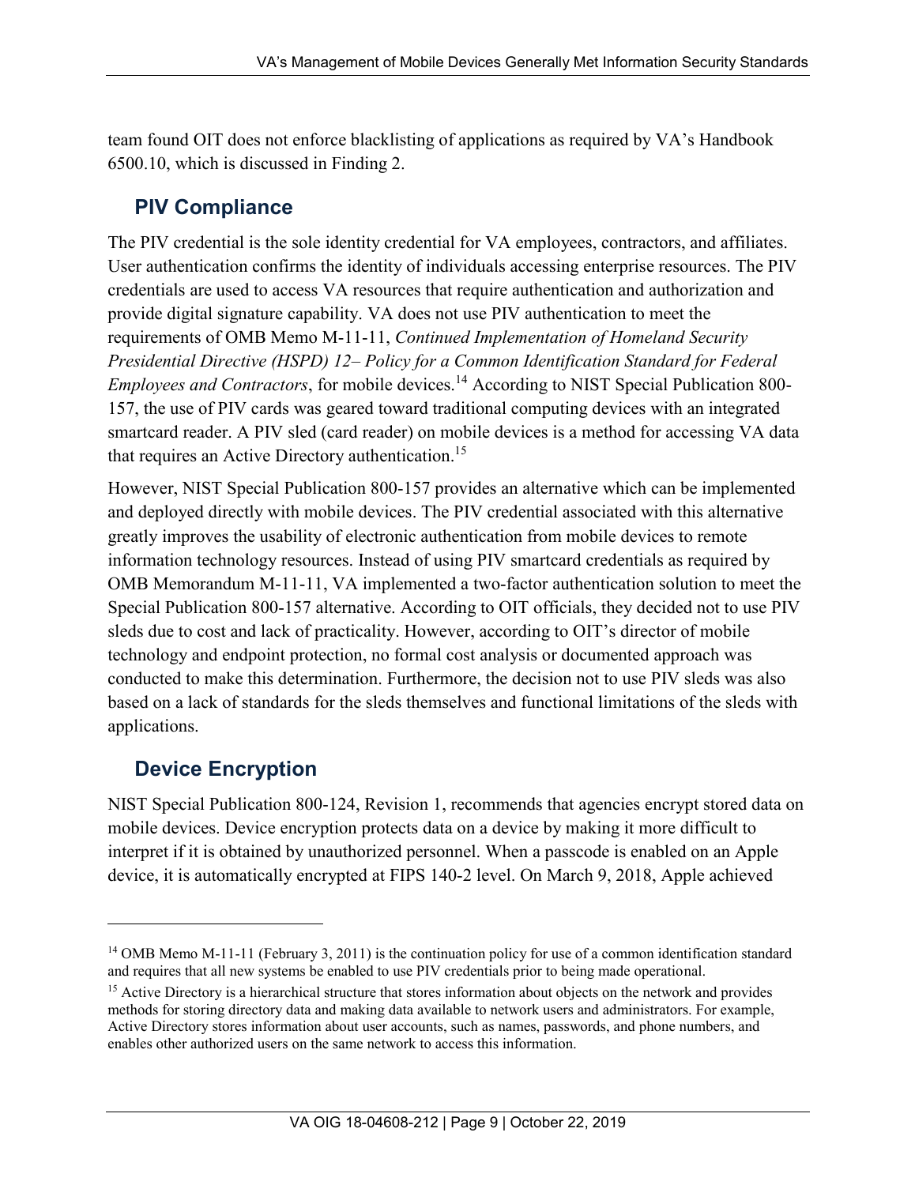team found OIT does not enforce blacklisting of applications as required by VA's Handbook 6500.10, which is discussed in Finding 2.

## PIV Compliance

The PIV credential is the sole identity credential for VA employees, contractors, and affiliates. User authentication confirms the identity of individuals accessing enterprise resources. The PIV credentials are used to access VA resources that require authentication and authorization and provide digital signature capability. VA does not use PIV authentication to meet the requirements of OMB Memo M-11-11, *Continued Implementation of Homeland Security Presidential Directive (HSPD) 12– Policy for a Common Identification Standard for Federal Employees and Contractors*, for mobile devices.[14] According to NIST Special Publication 800-157, the use of PIV cards was geared toward traditional computing devices with an integrated smartcard reader. A PIV sled (card reader) on mobile devices is a method for accessing VA data that requires an Active Directory authentication.[15]

However, NIST Special Publication 800-157 provides an alternative which can be implemented and deployed directly with mobile devices. The PIV credential associated with this alternative greatly improves the usability of electronic authentication from mobile devices to remote information technology resources. Instead of using PIV smartcard credentials as required by OMB Memorandum M-11-11, VA implemented a two-factor authentication solution to meet the Special Publication 800-157 alternative. According to OIT officials, they decided not to use PIV sleds due to cost and lack of practicality. However, according to OIT's director of mobile technology and endpoint protection, no formal cost analysis or documented approach was conducted to make this determination. Furthermore, the decision not to use PIV sleds was also based on a lack of standards for the sleds themselves and functional limitations of the sleds with applications.

## Device Encryption

NIST Special Publication 800-124, Revision 1, recommends that agencies encrypt stored data on mobile devices. Device encryption protects data on a device by making it more difficult to interpret if it is obtained by unauthorized personnel. When a passcode is enabled on an Apple device, it is automatically encrypted at FIPS 140-2 level. On March 9, 2018, Apple achieved

---

[14] OMB Memo M-11-11 (February 3, 2011) is the continuation policy for use of a common identification standard and requires that all new systems be enabled to use PIV credentials prior to being made operational.

[15] Active Directory is a hierarchical structure that stores information about objects on the network and provides methods for storing directory data and making data available to network users and administrators. For example, Active Directory stores information about user accounts, such as names, passwords, and phone numbers, and enables other authorized users on the same network to access this information.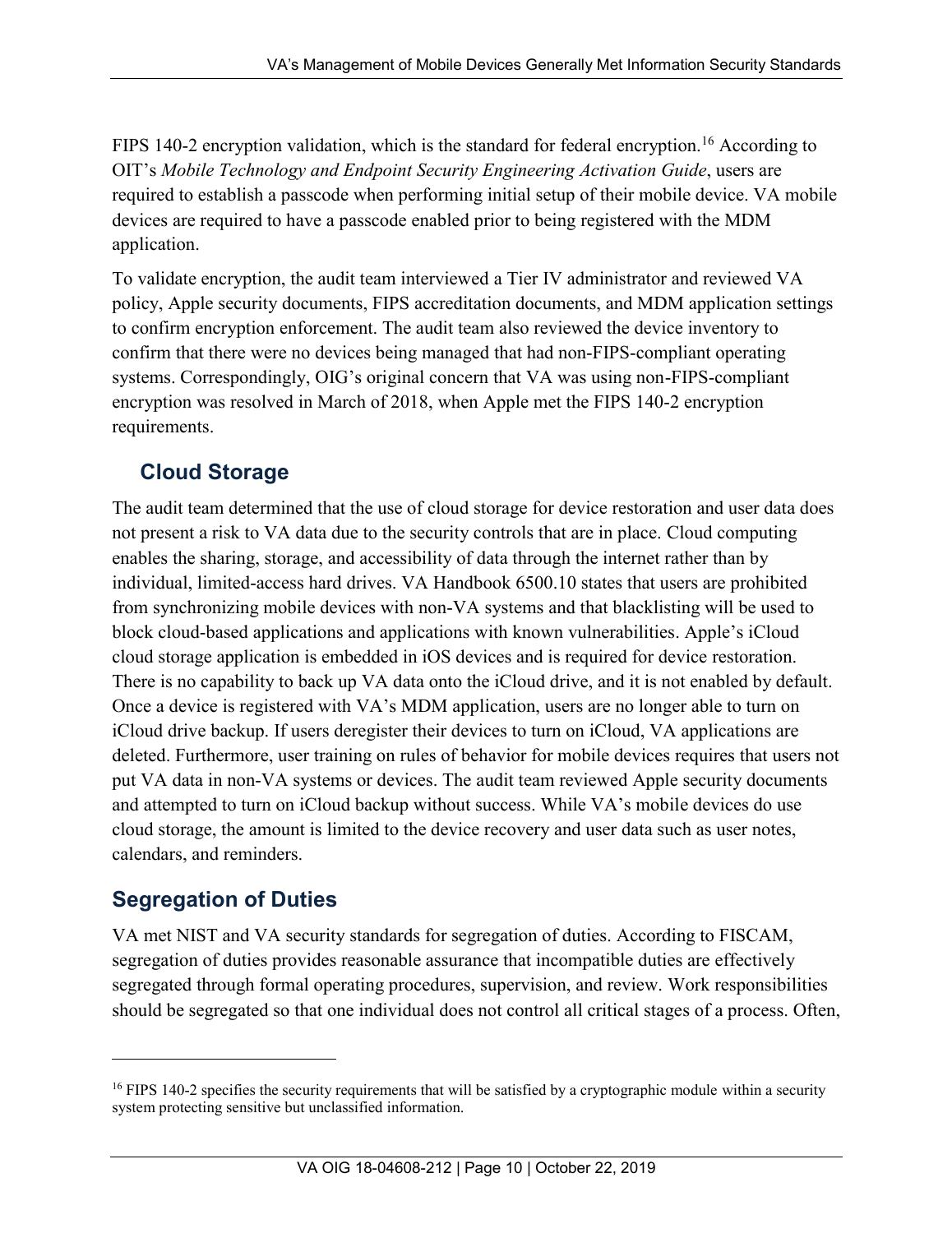FIPS 140-2 encryption validation, which is the standard for federal encryption.[16] According to OIT's *Mobile Technology and Endpoint Security Engineering Activation Guide*, users are required to establish a passcode when performing initial setup of their mobile device. VA mobile devices are required to have a passcode enabled prior to being registered with the MDM application.

To validate encryption, the audit team interviewed a Tier IV administrator and reviewed VA policy, Apple security documents, FIPS accreditation documents, and MDM application settings to confirm encryption enforcement. The audit team also reviewed the device inventory to confirm that there were no devices being managed that had non-FIPS-compliant operating systems. Correspondingly, OIG's original concern that VA was using non-FIPS-compliant encryption was resolved in March of 2018, when Apple met the FIPS 140-2 encryption requirements.

### Cloud Storage

The audit team determined that the use of cloud storage for device restoration and user data does not present a risk to VA data due to the security controls that are in place. Cloud computing enables the sharing, storage, and accessibility of data through the internet rather than by individual, limited-access hard drives. VA Handbook 6500.10 states that users are prohibited from synchronizing mobile devices with non-VA systems and that blacklisting will be used to block cloud-based applications and applications with known vulnerabilities. Apple's iCloud cloud storage application is embedded in iOS devices and is required for device restoration. There is no capability to back up VA data onto the iCloud drive, and it is not enabled by default. Once a device is registered with VA's MDM application, users are no longer able to turn on iCloud drive backup. If users deregister their devices to turn on iCloud, VA applications are deleted. Furthermore, user training on rules of behavior for mobile devices requires that users not put VA data in non-VA systems or devices. The audit team reviewed Apple security documents and attempted to turn on iCloud backup without success. While VA's mobile devices do use cloud storage, the amount is limited to the device recovery and user data such as user notes, calendars, and reminders.

## Segregation of Duties

VA met NIST and VA security standards for segregation of duties. According to FISCAM, segregation of duties provides reasonable assurance that incompatible duties are effectively segregated through formal operating procedures, supervision, and review. Work responsibilities should be segregated so that one individual does not control all critical stages of a process. Often,

---

[16] FIPS 140-2 specifies the security requirements that will be satisfied by a cryptographic module within a security system protecting sensitive but unclassified information.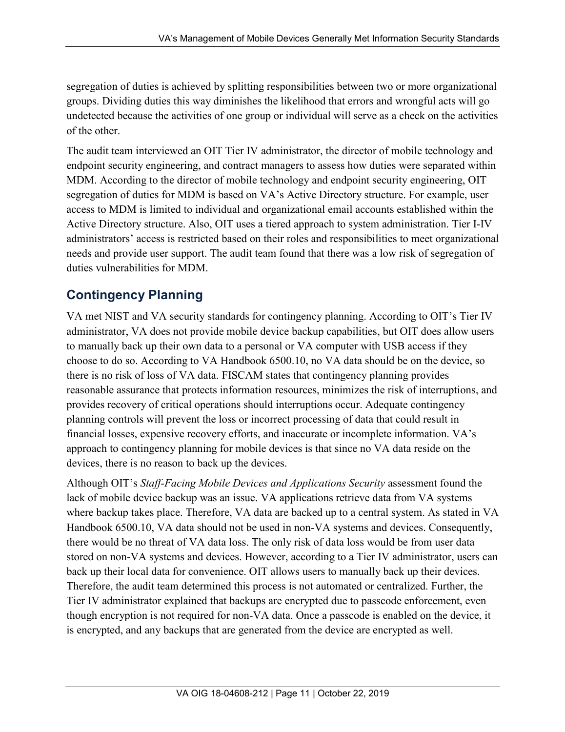segregation of duties is achieved by splitting responsibilities between two or more organizational groups. Dividing duties this way diminishes the likelihood that errors and wrongful acts will go undetected because the activities of one group or individual will serve as a check on the activities of the other.

The audit team interviewed an OIT Tier IV administrator, the director of mobile technology and endpoint security engineering, and contract managers to assess how duties were separated within MDM. According to the director of mobile technology and endpoint security engineering, OIT segregation of duties for MDM is based on VA's Active Directory structure. For example, user access to MDM is limited to individual and organizational email accounts established within the Active Directory structure. Also, OIT uses a tiered approach to system administration. Tier I-IV administrators' access is restricted based on their roles and responsibilities to meet organizational needs and provide user support. The audit team found that there was a low risk of segregation of duties vulnerabilities for MDM.

## Contingency Planning

VA met NIST and VA security standards for contingency planning. According to OIT's Tier IV administrator, VA does not provide mobile device backup capabilities, but OIT does allow users to manually back up their own data to a personal or VA computer with USB access if they choose to do so. According to VA Handbook 6500.10, no VA data should be on the device, so there is no risk of loss of VA data. FISCAM states that contingency planning provides reasonable assurance that protects information resources, minimizes the risk of interruptions, and provides recovery of critical operations should interruptions occur. Adequate contingency planning controls will prevent the loss or incorrect processing of data that could result in financial losses, expensive recovery efforts, and inaccurate or incomplete information. VA's approach to contingency planning for mobile devices is that since no VA data reside on the devices, there is no reason to back up the devices.

Although OIT's *Staff-Facing Mobile Devices and Applications Security* assessment found the lack of mobile device backup was an issue. VA applications retrieve data from VA systems where backup takes place. Therefore, VA data are backed up to a central system. As stated in VA Handbook 6500.10, VA data should not be used in non-VA systems and devices. Consequently, there would be no threat of VA data loss. The only risk of data loss would be from user data stored on non-VA systems and devices. However, according to a Tier IV administrator, users can back up their local data for convenience. OIT allows users to manually back up their devices. Therefore, the audit team determined this process is not automated or centralized. Further, the Tier IV administrator explained that backups are encrypted due to passcode enforcement, even though encryption is not required for non-VA data. Once a passcode is enabled on the device, it is encrypted, and any backups that are generated from the device are encrypted as well.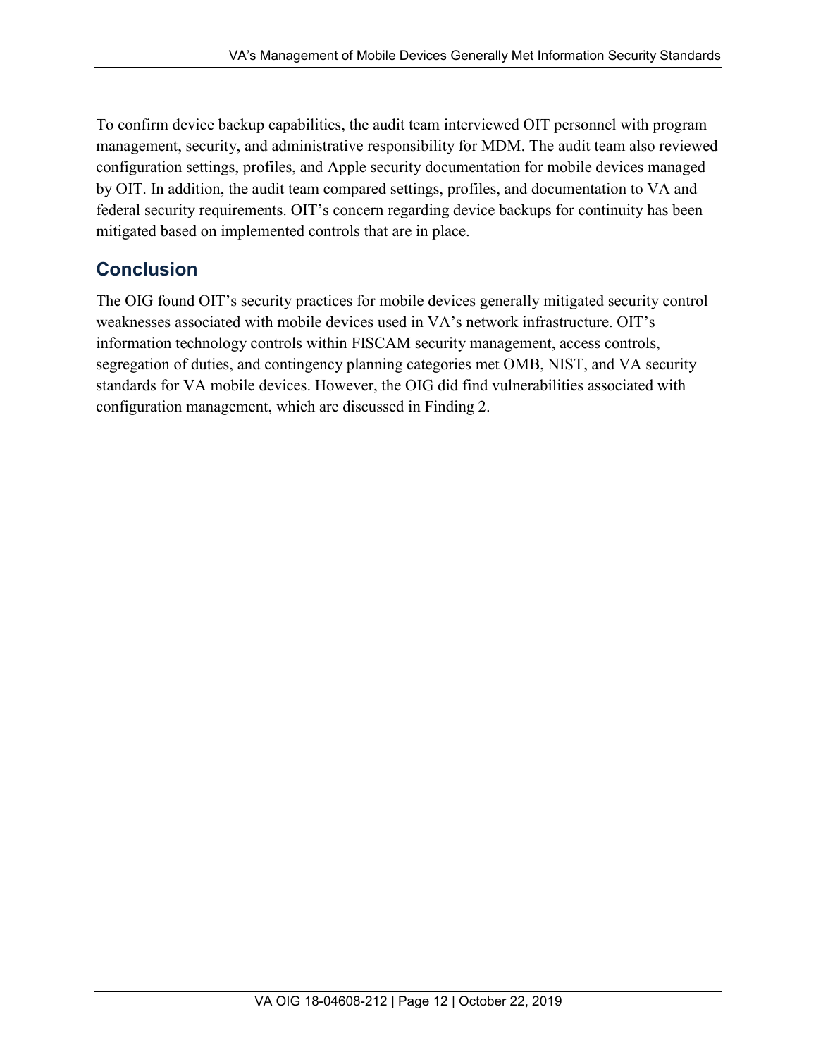To confirm device backup capabilities, the audit team interviewed OIT personnel with program management, security, and administrative responsibility for MDM. The audit team also reviewed configuration settings, profiles, and Apple security documentation for mobile devices managed by OIT. In addition, the audit team compared settings, profiles, and documentation to VA and federal security requirements. OIT's concern regarding device backups for continuity has been mitigated based on implemented controls that are in place.

## Conclusion

The OIG found OIT's security practices for mobile devices generally mitigated security control weaknesses associated with mobile devices used in VA's network infrastructure. OIT's information technology controls within FISCAM security management, access controls, segregation of duties, and contingency planning categories met OMB, NIST, and VA security standards for VA mobile devices. However, the OIG did find vulnerabilities associated with configuration management, which are discussed in Finding 2.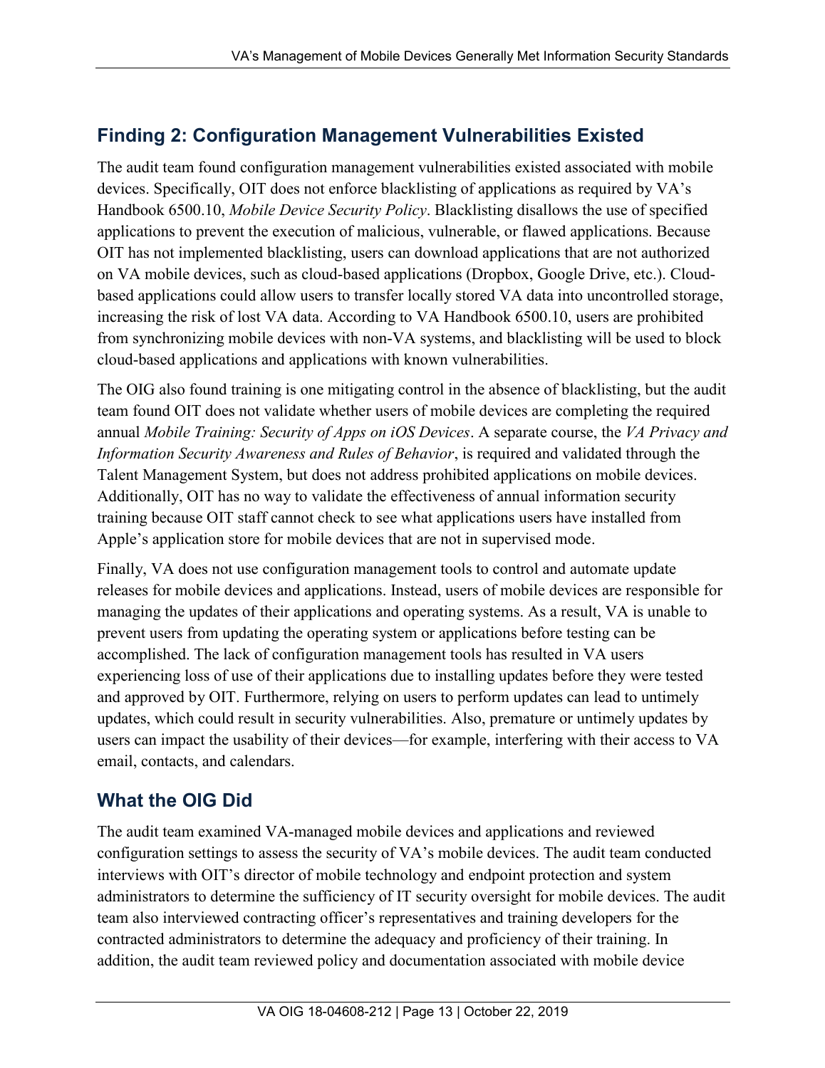## Finding 2: Configuration Management Vulnerabilities Existed

The audit team found configuration management vulnerabilities existed associated with mobile devices. Specifically, OIT does not enforce blacklisting of applications as required by VA's Handbook 6500.10, *Mobile Device Security Policy*. Blacklisting disallows the use of specified applications to prevent the execution of malicious, vulnerable, or flawed applications. Because OIT has not implemented blacklisting, users can download applications that are not authorized on VA mobile devices, such as cloud-based applications (Dropbox, Google Drive, etc.). Cloud-based applications could allow users to transfer locally stored VA data into uncontrolled storage, increasing the risk of lost VA data. According to VA Handbook 6500.10, users are prohibited from synchronizing mobile devices with non-VA systems, and blacklisting will be used to block cloud-based applications and applications with known vulnerabilities.

The OIG also found training is one mitigating control in the absence of blacklisting, but the audit team found OIT does not validate whether users of mobile devices are completing the required annual *Mobile Training: Security of Apps on iOS Devices*. A separate course, the *VA Privacy and Information Security Awareness and Rules of Behavior*, is required and validated through the Talent Management System, but does not address prohibited applications on mobile devices. Additionally, OIT has no way to validate the effectiveness of annual information security training because OIT staff cannot check to see what applications users have installed from Apple's application store for mobile devices that are not in supervised mode.

Finally, VA does not use configuration management tools to control and automate update releases for mobile devices and applications. Instead, users of mobile devices are responsible for managing the updates of their applications and operating systems. As a result, VA is unable to prevent users from updating the operating system or applications before testing can be accomplished. The lack of configuration management tools has resulted in VA users experiencing loss of use of their applications due to installing updates before they were tested and approved by OIT. Furthermore, relying on users to perform updates can lead to untimely updates, which could result in security vulnerabilities. Also, premature or untimely updates by users can impact the usability of their devices—for example, interfering with their access to VA email, contacts, and calendars.

## What the OIG Did

The audit team examined VA-managed mobile devices and applications and reviewed configuration settings to assess the security of VA's mobile devices. The audit team conducted interviews with OIT's director of mobile technology and endpoint protection and system administrators to determine the sufficiency of IT security oversight for mobile devices. The audit team also interviewed contracting officer's representatives and training developers for the contracted administrators to determine the adequacy and proficiency of their training. In addition, the audit team reviewed policy and documentation associated with mobile device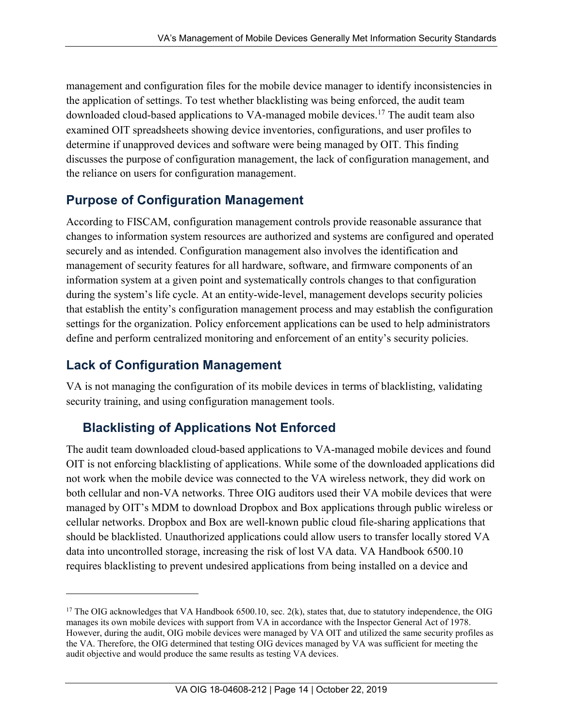management and configuration files for the mobile device manager to identify inconsistencies in the application of settings. To test whether blacklisting was being enforced, the audit team downloaded cloud-based applications to VA-managed mobile devices.[17] The audit team also examined OIT spreadsheets showing device inventories, configurations, and user profiles to determine if unapproved devices and software were being managed by OIT. This finding discusses the purpose of configuration management, the lack of configuration management, and the reliance on users for configuration management.

## Purpose of Configuration Management

According to FISCAM, configuration management controls provide reasonable assurance that changes to information system resources are authorized and systems are configured and operated securely and as intended. Configuration management also involves the identification and management of security features for all hardware, software, and firmware components of an information system at a given point and systematically controls changes to that configuration during the system's life cycle. At an entity-wide-level, management develops security policies that establish the entity's configuration management process and may establish the configuration settings for the organization. Policy enforcement applications can be used to help administrators define and perform centralized monitoring and enforcement of an entity's security policies.

## Lack of Configuration Management

VA is not managing the configuration of its mobile devices in terms of blacklisting, validating security training, and using configuration management tools.

### Blacklisting of Applications Not Enforced

The audit team downloaded cloud-based applications to VA-managed mobile devices and found OIT is not enforcing blacklisting of applications. While some of the downloaded applications did not work when the mobile device was connected to the VA wireless network, they did work on both cellular and non-VA networks. Three OIG auditors used their VA mobile devices that were managed by OIT's MDM to download Dropbox and Box applications through public wireless or cellular networks. Dropbox and Box are well-known public cloud file-sharing applications that should be blacklisted. Unauthorized applications could allow users to transfer locally stored VA data into uncontrolled storage, increasing the risk of lost VA data. VA Handbook 6500.10 requires blacklisting to prevent undesired applications from being installed on a device and

---

[17] The OIG acknowledges that VA Handbook 6500.10, sec. 2(k), states that, due to statutory independence, the OIG manages its own mobile devices with support from VA in accordance with the Inspector General Act of 1978. However, during the audit, OIG mobile devices were managed by VA OIT and utilized the same security profiles as the VA. Therefore, the OIG determined that testing OIG devices managed by VA was sufficient for meeting the audit objective and would produce the same results as testing VA devices.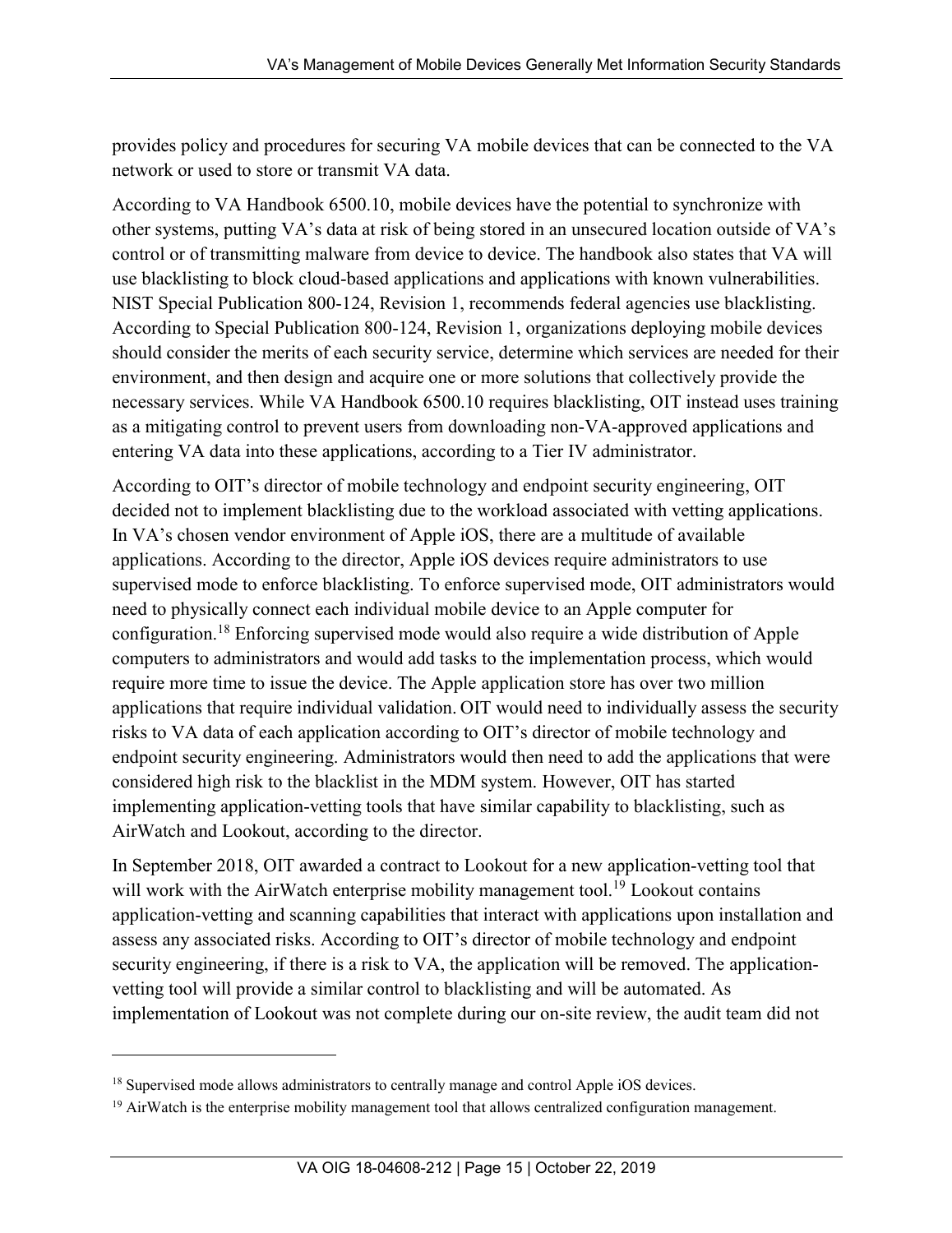provides policy and procedures for securing VA mobile devices that can be connected to the VA network or used to store or transmit VA data.

According to VA Handbook 6500.10, mobile devices have the potential to synchronize with other systems, putting VA's data at risk of being stored in an unsecured location outside of VA's control or of transmitting malware from device to device. The handbook also states that VA will use blacklisting to block cloud-based applications and applications with known vulnerabilities. NIST Special Publication 800-124, Revision 1, recommends federal agencies use blacklisting. According to Special Publication 800-124, Revision 1, organizations deploying mobile devices should consider the merits of each security service, determine which services are needed for their environment, and then design and acquire one or more solutions that collectively provide the necessary services. While VA Handbook 6500.10 requires blacklisting, OIT instead uses training as a mitigating control to prevent users from downloading non-VA-approved applications and entering VA data into these applications, according to a Tier IV administrator.

According to OIT's director of mobile technology and endpoint security engineering, OIT decided not to implement blacklisting due to the workload associated with vetting applications. In VA's chosen vendor environment of Apple iOS, there are a multitude of available applications. According to the director, Apple iOS devices require administrators to use supervised mode to enforce blacklisting. To enforce supervised mode, OIT administrators would need to physically connect each individual mobile device to an Apple computer for configuration.[18] Enforcing supervised mode would also require a wide distribution of Apple computers to administrators and would add tasks to the implementation process, which would require more time to issue the device. The Apple application store has over two million applications that require individual validation. OIT would need to individually assess the security risks to VA data of each application according to OIT's director of mobile technology and endpoint security engineering. Administrators would then need to add the applications that were considered high risk to the blacklist in the MDM system. However, OIT has started implementing application-vetting tools that have similar capability to blacklisting, such as AirWatch and Lookout, according to the director.

In September 2018, OIT awarded a contract to Lookout for a new application-vetting tool that will work with the AirWatch enterprise mobility management tool.[19] Lookout contains application-vetting and scanning capabilities that interact with applications upon installation and assess any associated risks. According to OIT's director of mobile technology and endpoint security engineering, if there is a risk to VA, the application will be removed. The application-vetting tool will provide a similar control to blacklisting and will be automated. As implementation of Lookout was not complete during our on-site review, the audit team did not

[18] Supervised mode allows administrators to centrally manage and control Apple iOS devices.

[19] AirWatch is the enterprise mobility management tool that allows centralized configuration management.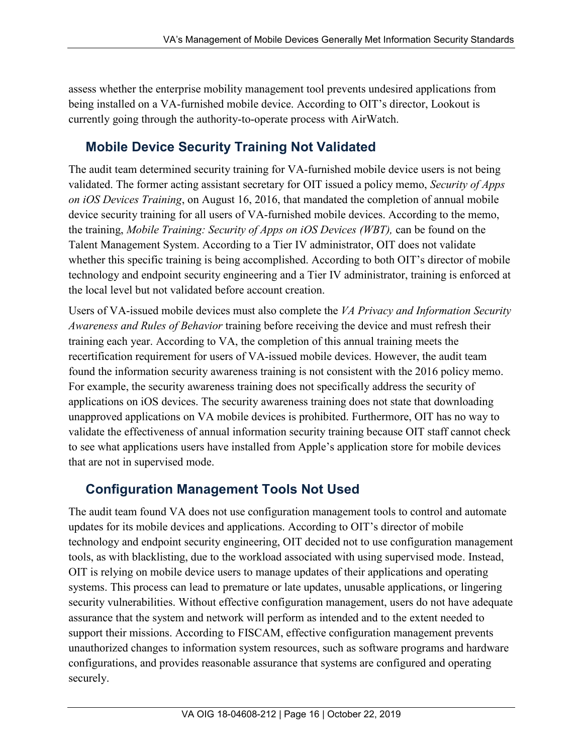assess whether the enterprise mobility management tool prevents undesired applications from being installed on a VA-furnished mobile device. According to OIT's director, Lookout is currently going through the authority-to-operate process with AirWatch.

## Mobile Device Security Training Not Validated

The audit team determined security training for VA-furnished mobile device users is not being validated. The former acting assistant secretary for OIT issued a policy memo, *Security of Apps on iOS Devices Training*, on August 16, 2016, that mandated the completion of annual mobile device security training for all users of VA-furnished mobile devices. According to the memo, the training, *Mobile Training: Security of Apps on iOS Devices (WBT),* can be found on the Talent Management System. According to a Tier IV administrator, OIT does not validate whether this specific training is being accomplished. According to both OIT's director of mobile technology and endpoint security engineering and a Tier IV administrator, training is enforced at the local level but not validated before account creation.

Users of VA-issued mobile devices must also complete the *VA Privacy and Information Security Awareness and Rules of Behavior* training before receiving the device and must refresh their training each year. According to VA, the completion of this annual training meets the recertification requirement for users of VA-issued mobile devices. However, the audit team found the information security awareness training is not consistent with the 2016 policy memo. For example, the security awareness training does not specifically address the security of applications on iOS devices. The security awareness training does not state that downloading unapproved applications on VA mobile devices is prohibited. Furthermore, OIT has no way to validate the effectiveness of annual information security training because OIT staff cannot check to see what applications users have installed from Apple's application store for mobile devices that are not in supervised mode.

## Configuration Management Tools Not Used

The audit team found VA does not use configuration management tools to control and automate updates for its mobile devices and applications. According to OIT's director of mobile technology and endpoint security engineering, OIT decided not to use configuration management tools, as with blacklisting, due to the workload associated with using supervised mode. Instead, OIT is relying on mobile device users to manage updates of their applications and operating systems. This process can lead to premature or late updates, unusable applications, or lingering security vulnerabilities. Without effective configuration management, users do not have adequate assurance that the system and network will perform as intended and to the extent needed to support their missions. According to FISCAM, effective configuration management prevents unauthorized changes to information system resources, such as software programs and hardware configurations, and provides reasonable assurance that systems are configured and operating securely.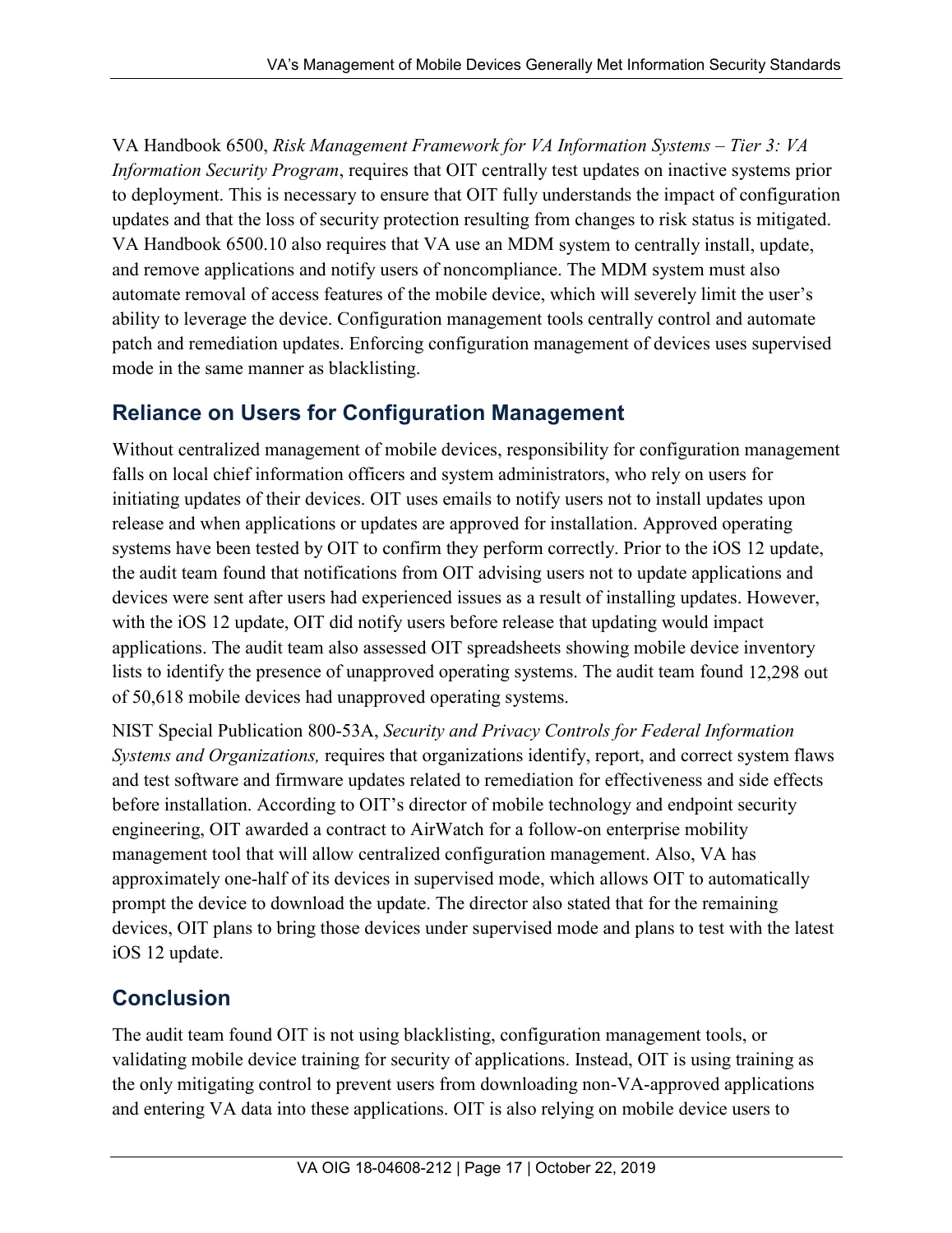VA Handbook 6500, *Risk Management Framework for VA Information Systems – Tier 3: VA Information Security Program*, requires that OIT centrally test updates on inactive systems prior to deployment. This is necessary to ensure that OIT fully understands the impact of configuration updates and that the loss of security protection resulting from changes to risk status is mitigated. VA Handbook 6500.10 also requires that VA use an MDM system to centrally install, update, and remove applications and notify users of noncompliance. The MDM system must also automate removal of access features of the mobile device, which will severely limit the user's ability to leverage the device. Configuration management tools centrally control and automate patch and remediation updates. Enforcing configuration management of devices uses supervised mode in the same manner as blacklisting.

## Reliance on Users for Configuration Management

Without centralized management of mobile devices, responsibility for configuration management falls on local chief information officers and system administrators, who rely on users for initiating updates of their devices. OIT uses emails to notify users not to install updates upon release and when applications or updates are approved for installation. Approved operating systems have been tested by OIT to confirm they perform correctly. Prior to the iOS 12 update, the audit team found that notifications from OIT advising users not to update applications and devices were sent after users had experienced issues as a result of installing updates. However, with the iOS 12 update, OIT did notify users before release that updating would impact applications. The audit team also assessed OIT spreadsheets showing mobile device inventory lists to identify the presence of unapproved operating systems. The audit team found 12,298 out of 50,618 mobile devices had unapproved operating systems.

NIST Special Publication 800-53A, *Security and Privacy Controls for Federal Information Systems and Organizations,* requires that organizations identify, report, and correct system flaws and test software and firmware updates related to remediation for effectiveness and side effects before installation. According to OIT's director of mobile technology and endpoint security engineering, OIT awarded a contract to AirWatch for a follow-on enterprise mobility management tool that will allow centralized configuration management. Also, VA has approximately one-half of its devices in supervised mode, which allows OIT to automatically prompt the device to download the update. The director also stated that for the remaining devices, OIT plans to bring those devices under supervised mode and plans to test with the latest iOS 12 update.

## Conclusion

The audit team found OIT is not using blacklisting, configuration management tools, or validating mobile device training for security of applications. Instead, OIT is using training as the only mitigating control to prevent users from downloading non-VA-approved applications and entering VA data into these applications. OIT is also relying on mobile device users to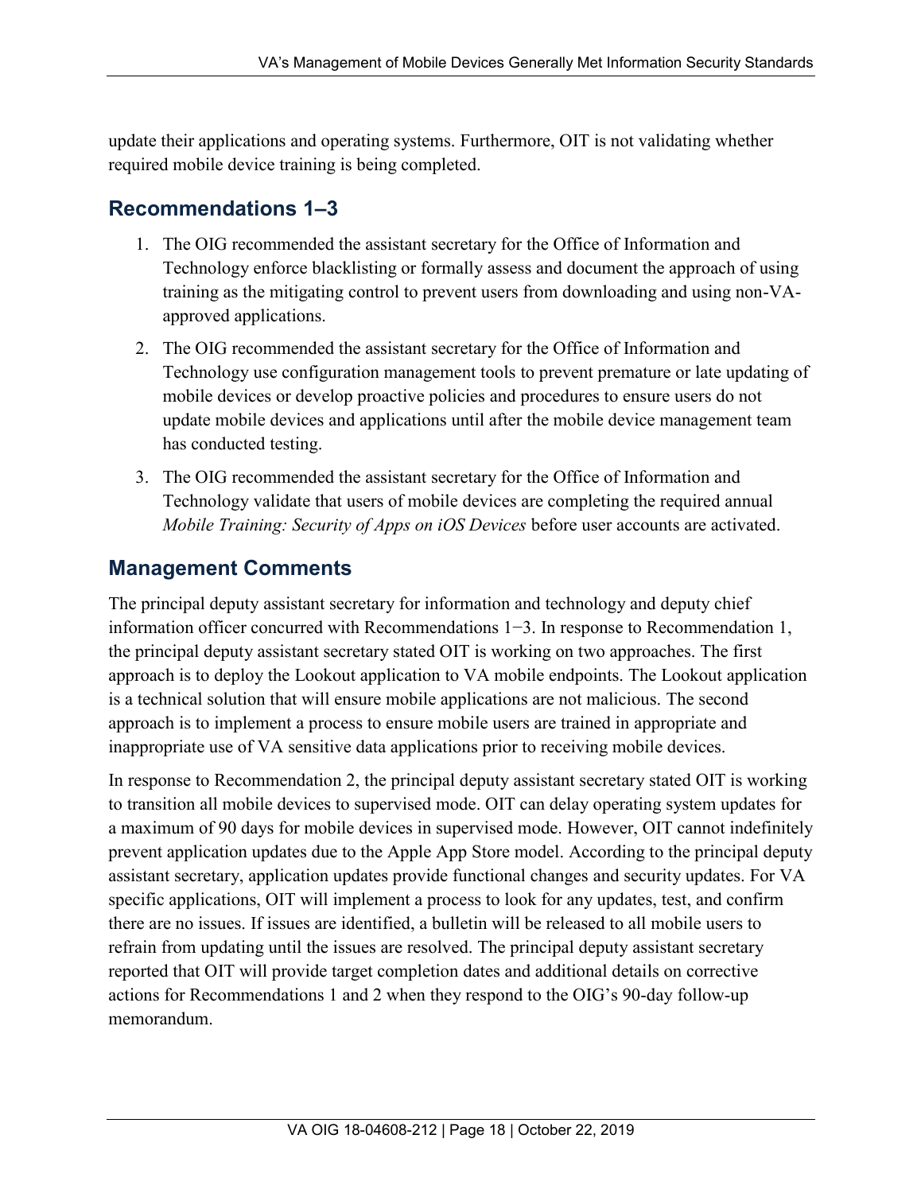update their applications and operating systems. Furthermore, OIT is not validating whether required mobile device training is being completed.

## Recommendations 1–3

1. The OIG recommended the assistant secretary for the Office of Information and Technology enforce blacklisting or formally assess and document the approach of using training as the mitigating control to prevent users from downloading and using non-VA-approved applications.
2. The OIG recommended the assistant secretary for the Office of Information and Technology use configuration management tools to prevent premature or late updating of mobile devices or develop proactive policies and procedures to ensure users do not update mobile devices and applications until after the mobile device management team has conducted testing.
3. The OIG recommended the assistant secretary for the Office of Information and Technology validate that users of mobile devices are completing the required annual *Mobile Training: Security of Apps on iOS Devices* before user accounts are activated.

## Management Comments

The principal deputy assistant secretary for information and technology and deputy chief information officer concurred with Recommendations 1−3. In response to Recommendation 1, the principal deputy assistant secretary stated OIT is working on two approaches. The first approach is to deploy the Lookout application to VA mobile endpoints. The Lookout application is a technical solution that will ensure mobile applications are not malicious. The second approach is to implement a process to ensure mobile users are trained in appropriate and inappropriate use of VA sensitive data applications prior to receiving mobile devices.

In response to Recommendation 2, the principal deputy assistant secretary stated OIT is working to transition all mobile devices to supervised mode. OIT can delay operating system updates for a maximum of 90 days for mobile devices in supervised mode. However, OIT cannot indefinitely prevent application updates due to the Apple App Store model. According to the principal deputy assistant secretary, application updates provide functional changes and security updates. For VA specific applications, OIT will implement a process to look for any updates, test, and confirm there are no issues. If issues are identified, a bulletin will be released to all mobile users to refrain from updating until the issues are resolved. The principal deputy assistant secretary reported that OIT will provide target completion dates and additional details on corrective actions for Recommendations 1 and 2 when they respond to the OIG's 90-day follow-up memorandum.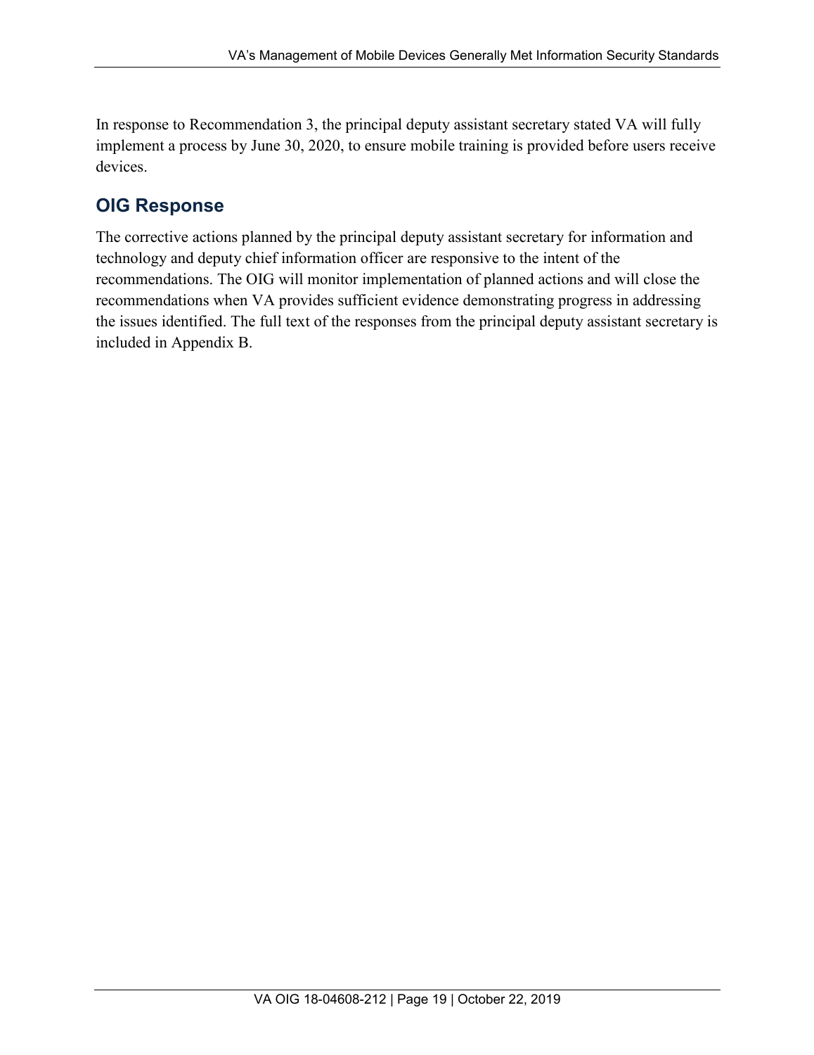In response to Recommendation 3, the principal deputy assistant secretary stated VA will fully implement a process by June 30, 2020, to ensure mobile training is provided before users receive devices.

## OIG Response

The corrective actions planned by the principal deputy assistant secretary for information and technology and deputy chief information officer are responsive to the intent of the recommendations. The OIG will monitor implementation of planned actions and will close the recommendations when VA provides sufficient evidence demonstrating progress in addressing the issues identified. The full text of the responses from the principal deputy assistant secretary is included in Appendix B.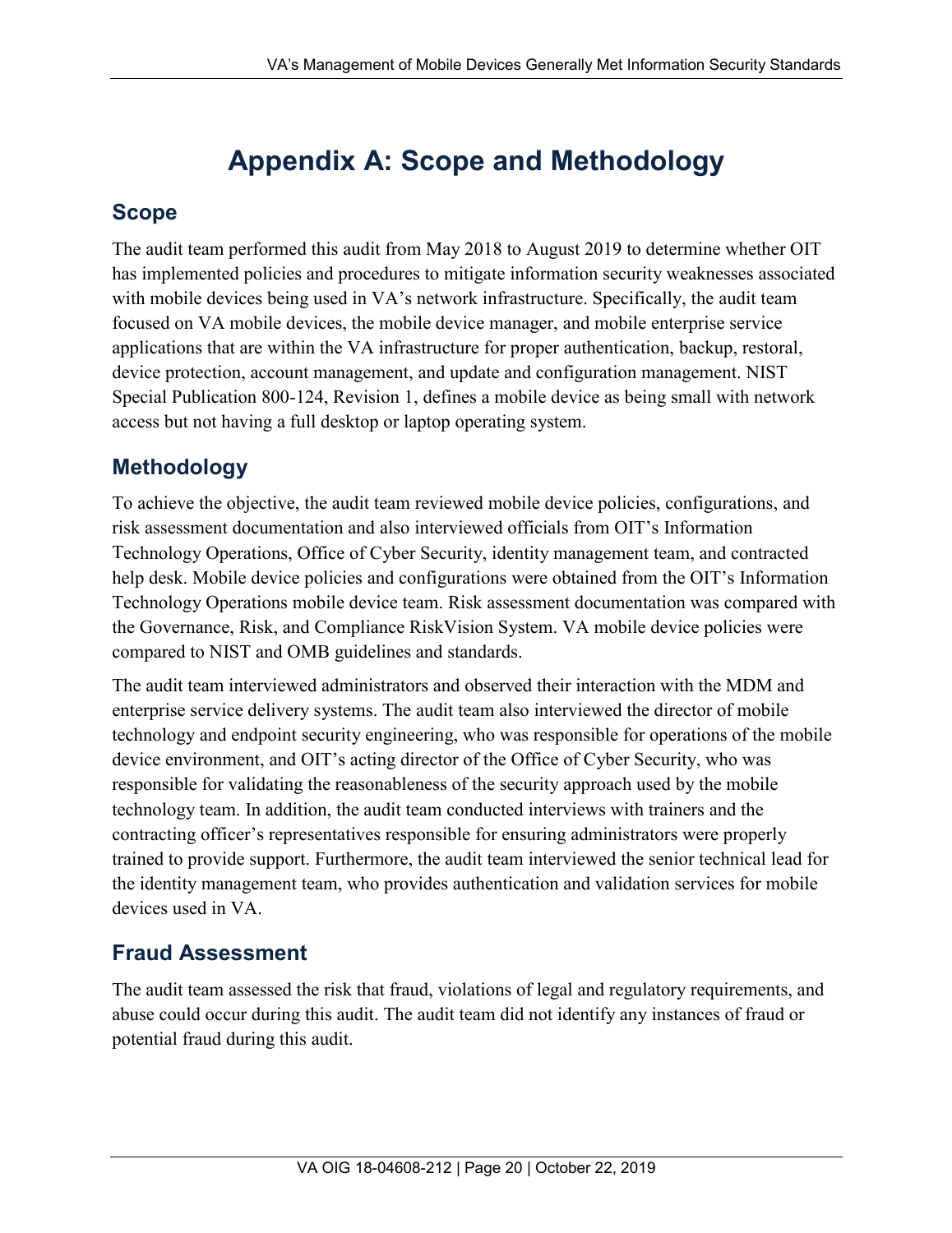# Appendix A: Scope and Methodology

## Scope

The audit team performed this audit from May 2018 to August 2019 to determine whether OIT has implemented policies and procedures to mitigate information security weaknesses associated with mobile devices being used in VA's network infrastructure. Specifically, the audit team focused on VA mobile devices, the mobile device manager, and mobile enterprise service applications that are within the VA infrastructure for proper authentication, backup, restoral, device protection, account management, and update and configuration management. NIST Special Publication 800-124, Revision 1, defines a mobile device as being small with network access but not having a full desktop or laptop operating system.

## Methodology

To achieve the objective, the audit team reviewed mobile device policies, configurations, and risk assessment documentation and also interviewed officials from OIT's Information Technology Operations, Office of Cyber Security, identity management team, and contracted help desk. Mobile device policies and configurations were obtained from the OIT's Information Technology Operations mobile device team. Risk assessment documentation was compared with the Governance, Risk, and Compliance RiskVision System. VA mobile device policies were compared to NIST and OMB guidelines and standards.

The audit team interviewed administrators and observed their interaction with the MDM and enterprise service delivery systems. The audit team also interviewed the director of mobile technology and endpoint security engineering, who was responsible for operations of the mobile device environment, and OIT's acting director of the Office of Cyber Security, who was responsible for validating the reasonableness of the security approach used by the mobile technology team. In addition, the audit team conducted interviews with trainers and the contracting officer's representatives responsible for ensuring administrators were properly trained to provide support. Furthermore, the audit team interviewed the senior technical lead for the identity management team, who provides authentication and validation services for mobile devices used in VA.

## Fraud Assessment

The audit team assessed the risk that fraud, violations of legal and regulatory requirements, and abuse could occur during this audit. The audit team did not identify any instances of fraud or potential fraud during this audit.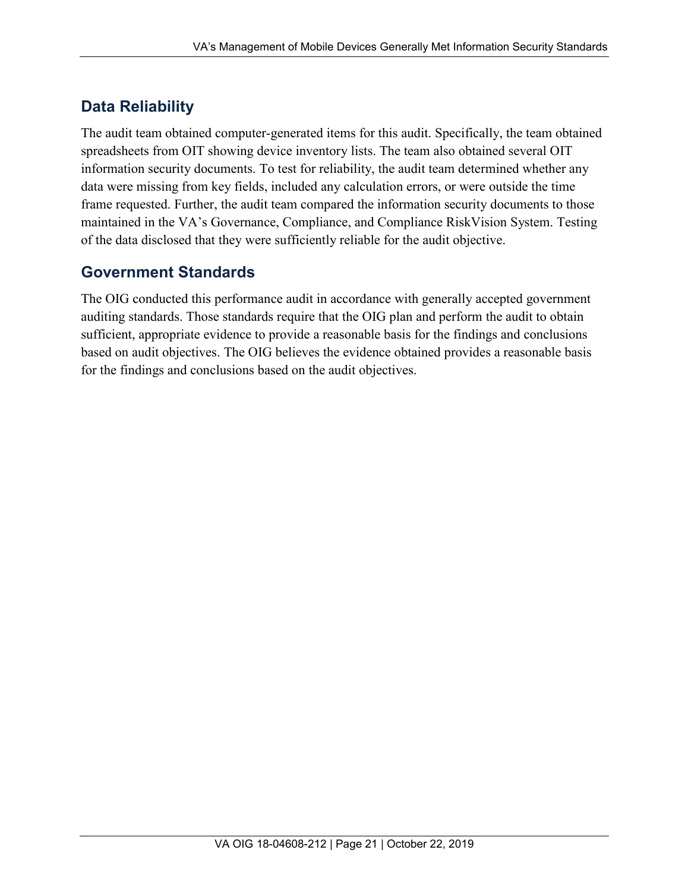## Data Reliability

The audit team obtained computer-generated items for this audit. Specifically, the team obtained spreadsheets from OIT showing device inventory lists. The team also obtained several OIT information security documents. To test for reliability, the audit team determined whether any data were missing from key fields, included any calculation errors, or were outside the time frame requested. Further, the audit team compared the information security documents to those maintained in the VA's Governance, Compliance, and Compliance RiskVision System. Testing of the data disclosed that they were sufficiently reliable for the audit objective.

## Government Standards

The OIG conducted this performance audit in accordance with generally accepted government auditing standards. Those standards require that the OIG plan and perform the audit to obtain sufficient, appropriate evidence to provide a reasonable basis for the findings and conclusions based on audit objectives. The OIG believes the evidence obtained provides a reasonable basis for the findings and conclusions based on the audit objectives.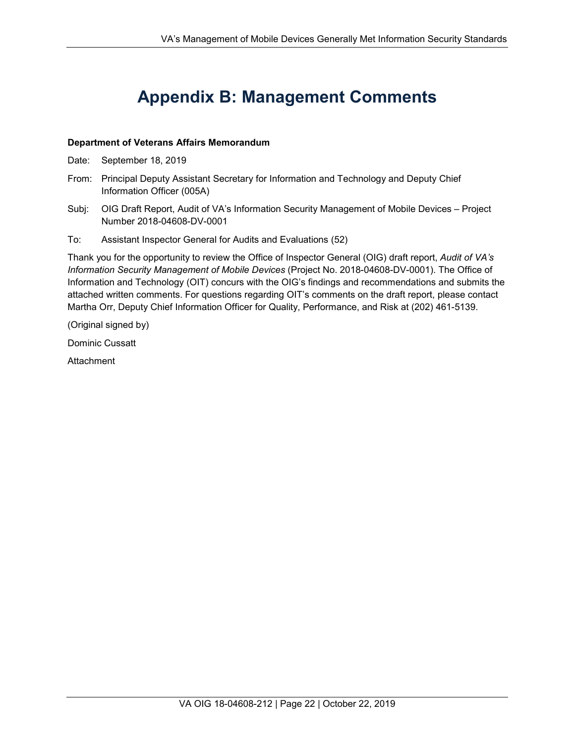# Appendix B: Management Comments

**Department of Veterans Affairs Memorandum**

Date: September 18, 2019

From: Principal Deputy Assistant Secretary for Information and Technology and Deputy Chief Information Officer (005A)

Subj: OIG Draft Report, Audit of VA's Information Security Management of Mobile Devices – Project Number 2018-04608-DV-0001

To: Assistant Inspector General for Audits and Evaluations (52)

Thank you for the opportunity to review the Office of Inspector General (OIG) draft report, *Audit of VA's Information Security Management of Mobile Devices* (Project No. 2018-04608-DV-0001). The Office of Information and Technology (OIT) concurs with the OIG's findings and recommendations and submits the attached written comments. For questions regarding OIT's comments on the draft report, please contact Martha Orr, Deputy Chief Information Officer for Quality, Performance, and Risk at (202) 461-5139.

(Original signed by)

Dominic Cussatt

Attachment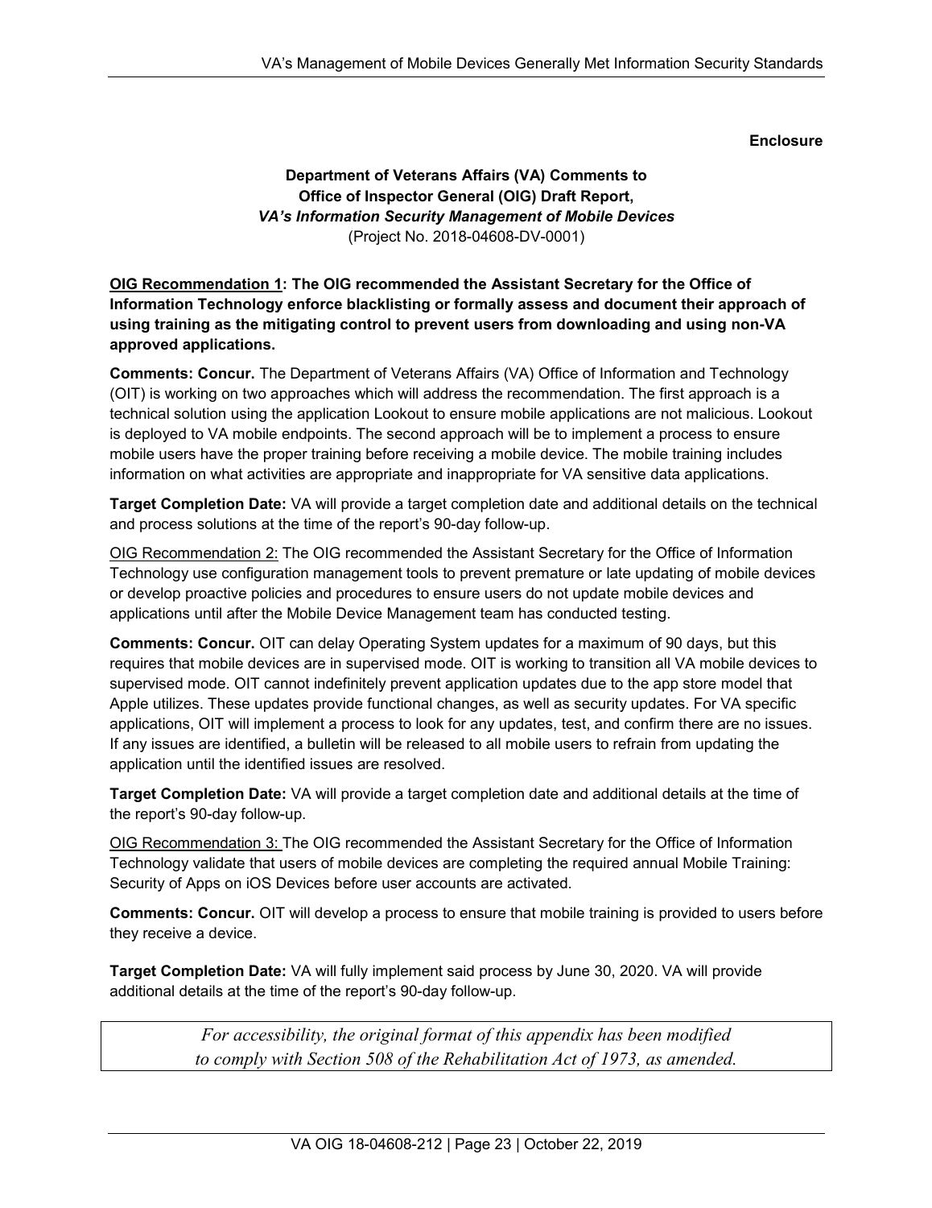**Enclosure**

**Department of Veterans Affairs (VA) Comments to**
**Office of Inspector General (OIG) Draft Report,**
***VA's Information Security Management of Mobile Devices***
(Project No. 2018-04608-DV-0001)

**OIG Recommendation 1: The OIG recommended the Assistant Secretary for the Office of Information Technology enforce blacklisting or formally assess and document their approach of using training as the mitigating control to prevent users from downloading and using non-VA approved applications.**

**Comments: Concur.** The Department of Veterans Affairs (VA) Office of Information and Technology (OIT) is working on two approaches which will address the recommendation. The first approach is a technical solution using the application Lookout to ensure mobile applications are not malicious. Lookout is deployed to VA mobile endpoints. The second approach will be to implement a process to ensure mobile users have the proper training before receiving a mobile device. The mobile training includes information on what activities are appropriate and inappropriate for VA sensitive data applications.

**Target Completion Date:** VA will provide a target completion date and additional details on the technical and process solutions at the time of the report's 90-day follow-up.

OIG Recommendation 2: The OIG recommended the Assistant Secretary for the Office of Information Technology use configuration management tools to prevent premature or late updating of mobile devices or develop proactive policies and procedures to ensure users do not update mobile devices and applications until after the Mobile Device Management team has conducted testing.

**Comments: Concur.** OIT can delay Operating System updates for a maximum of 90 days, but this requires that mobile devices are in supervised mode. OIT is working to transition all VA mobile devices to supervised mode. OIT cannot indefinitely prevent application updates due to the app store model that Apple utilizes. These updates provide functional changes, as well as security updates. For VA specific applications, OIT will implement a process to look for any updates, test, and confirm there are no issues. If any issues are identified, a bulletin will be released to all mobile users to refrain from updating the application until the identified issues are resolved.

**Target Completion Date:** VA will provide a target completion date and additional details at the time of the report's 90-day follow-up.

OIG Recommendation 3: The OIG recommended the Assistant Secretary for the Office of Information Technology validate that users of mobile devices are completing the required annual Mobile Training: Security of Apps on iOS Devices before user accounts are activated.

**Comments: Concur.** OIT will develop a process to ensure that mobile training is provided to users before they receive a device.

**Target Completion Date:** VA will fully implement said process by June 30, 2020. VA will provide additional details at the time of the report's 90-day follow-up.

*For accessibility, the original format of this appendix has been modified to comply with Section 508 of the Rehabilitation Act of 1973, as amended.*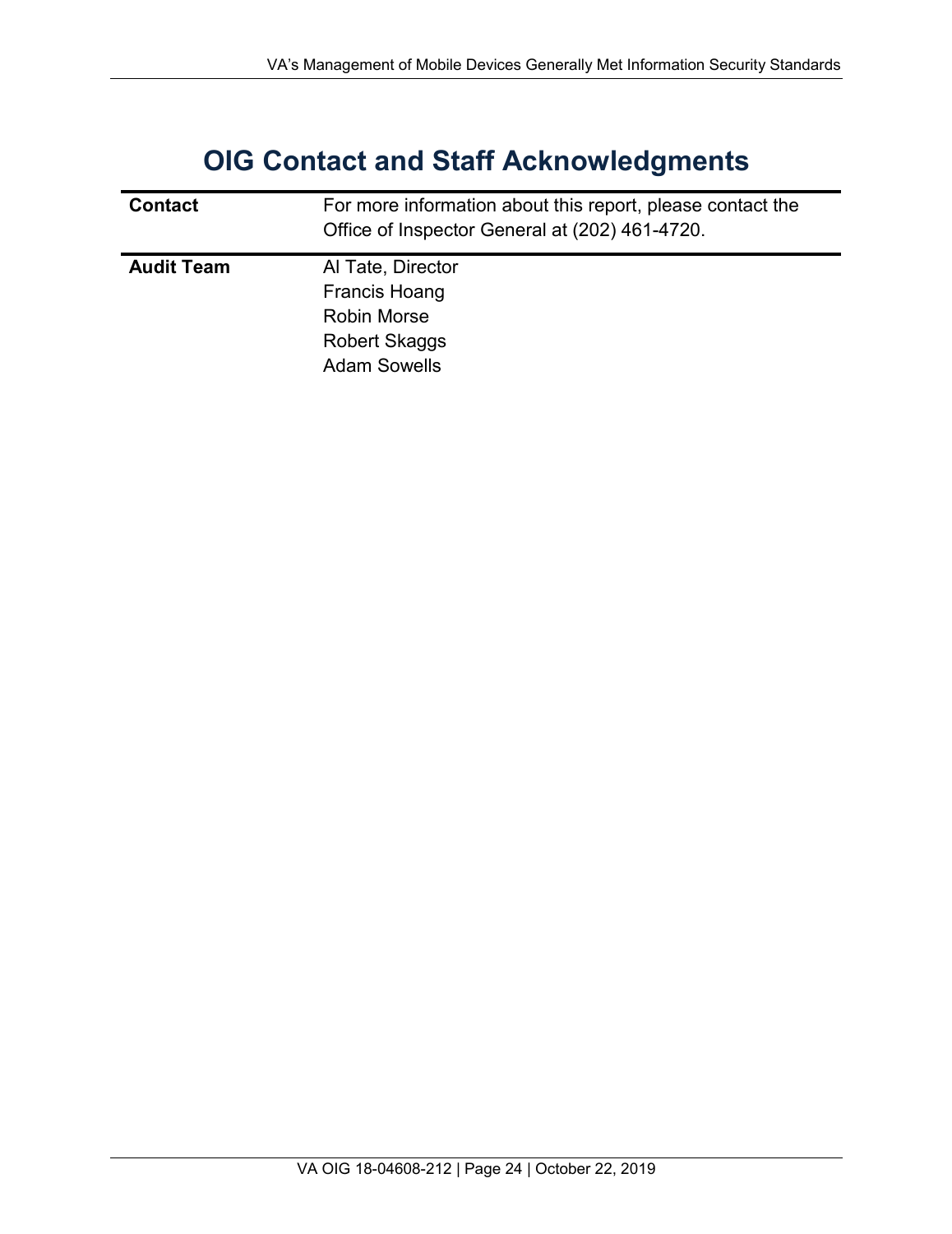# OIG Contact and Staff Acknowledgments

| | |
|---|---|
| **Contact** | For more information about this report, please contact the Office of Inspector General at (202) 461-4720. |
| **Audit Team** | Al Tate, Director<br>Francis Hoang<br>Robin Morse<br>Robert Skaggs<br>Adam Sowells |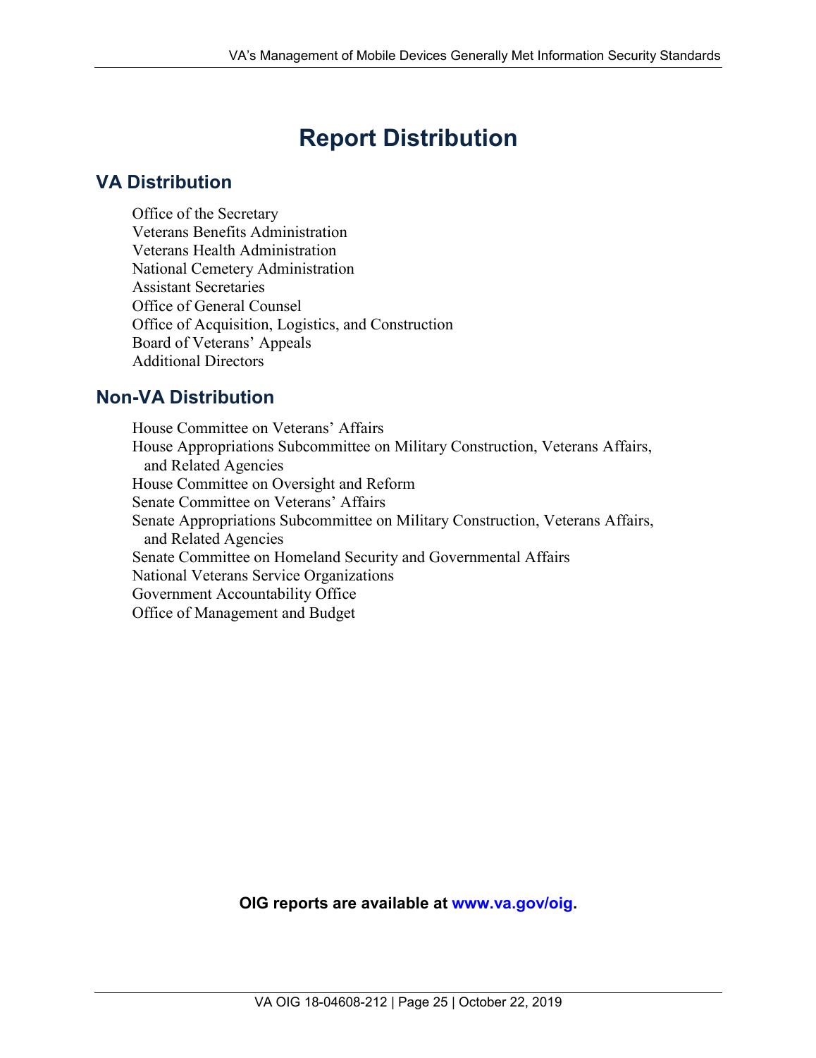# Report Distribution

## VA Distribution

Office of the Secretary
Veterans Benefits Administration
Veterans Health Administration
National Cemetery Administration
Assistant Secretaries
Office of General Counsel
Office of Acquisition, Logistics, and Construction
Board of Veterans' Appeals
Additional Directors

## Non-VA Distribution

House Committee on Veterans' Affairs
House Appropriations Subcommittee on Military Construction, Veterans Affairs, and Related Agencies
House Committee on Oversight and Reform
Senate Committee on Veterans' Affairs
Senate Appropriations Subcommittee on Military Construction, Veterans Affairs, and Related Agencies
Senate Committee on Homeland Security and Governmental Affairs
National Veterans Service Organizations
Government Accountability Office
Office of Management and Budget

**OIG reports are available at www.va.gov/oig.**